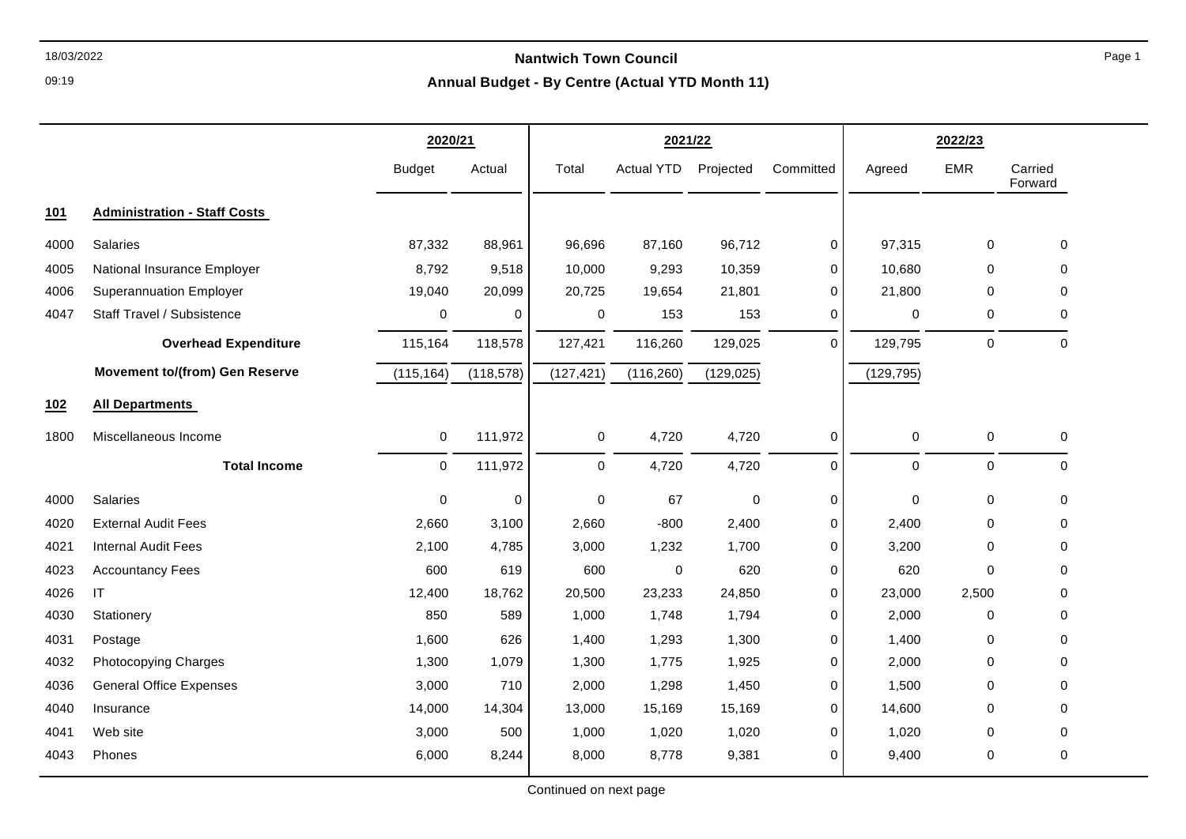# Nantwich Town Council

## Annual Budget - By Centre (Actual YTD Month 11)

| | | 2020/21 | | 2021/22 | | | | 2022/23 | | |
|---|---|---|---|---|---|---|---|---|---|---|
| | | Budget | Actual | Total | Actual YTD | Projected | Committed | Agreed | EMR | Carried Forward |
| **101** | **Administration - Staff Costs** | | | | | | | | | |
| 4000 | Salaries | 87,332 | 88,961 | 96,696 | 87,160 | 96,712 | 0 | 97,315 | 0 | 0 |
| 4005 | National Insurance Employer | 8,792 | 9,518 | 10,000 | 9,293 | 10,359 | 0 | 10,680 | 0 | 0 |
| 4006 | Superannuation Employer | 19,040 | 20,099 | 20,725 | 19,654 | 21,801 | 0 | 21,800 | 0 | 0 |
| 4047 | Staff Travel / Subsistence | 0 | 0 | 0 | 153 | 153 | 0 | 0 | 0 | 0 |
| | **Overhead Expenditure** | 115,164 | 118,578 | 127,421 | 116,260 | 129,025 | 0 | 129,795 | 0 | 0 |
| | **Movement to/(from) Gen Reserve** | (115,164) | (118,578) | (127,421) | (116,260) | (129,025) | | (129,795) | | |
| **102** | **All Departments** | | | | | | | | | |
| 1800 | Miscellaneous Income | 0 | 111,972 | 0 | 4,720 | 4,720 | 0 | 0 | 0 | 0 |
| | **Total Income** | 0 | 111,972 | 0 | 4,720 | 4,720 | 0 | 0 | 0 | 0 |
| 4000 | Salaries | 0 | 0 | 0 | 67 | 0 | 0 | 0 | 0 | 0 |
| 4020 | External Audit Fees | 2,660 | 3,100 | 2,660 | -800 | 2,400 | 0 | 2,400 | 0 | 0 |
| 4021 | Internal Audit Fees | 2,100 | 4,785 | 3,000 | 1,232 | 1,700 | 0 | 3,200 | 0 | 0 |
| 4023 | Accountancy Fees | 600 | 619 | 600 | 0 | 620 | 0 | 620 | 0 | 0 |
| 4026 | IT | 12,400 | 18,762 | 20,500 | 23,233 | 24,850 | 0 | 23,000 | 2,500 | 0 |
| 4030 | Stationery | 850 | 589 | 1,000 | 1,748 | 1,794 | 0 | 2,000 | 0 | 0 |
| 4031 | Postage | 1,600 | 626 | 1,400 | 1,293 | 1,300 | 0 | 1,400 | 0 | 0 |
| 4032 | Photocopying Charges | 1,300 | 1,079 | 1,300 | 1,775 | 1,925 | 0 | 2,000 | 0 | 0 |
| 4036 | General Office Expenses | 3,000 | 710 | 2,000 | 1,298 | 1,450 | 0 | 1,500 | 0 | 0 |
| 4040 | Insurance | 14,000 | 14,304 | 13,000 | 15,169 | 15,169 | 0 | 14,600 | 0 | 0 |
| 4041 | Web site | 3,000 | 500 | 1,000 | 1,020 | 1,020 | 0 | 1,020 | 0 | 0 |
| 4043 | Phones | 6,000 | 8,244 | 8,000 | 8,778 | 9,381 | 0 | 9,400 | 0 | 0 |

Continued on next page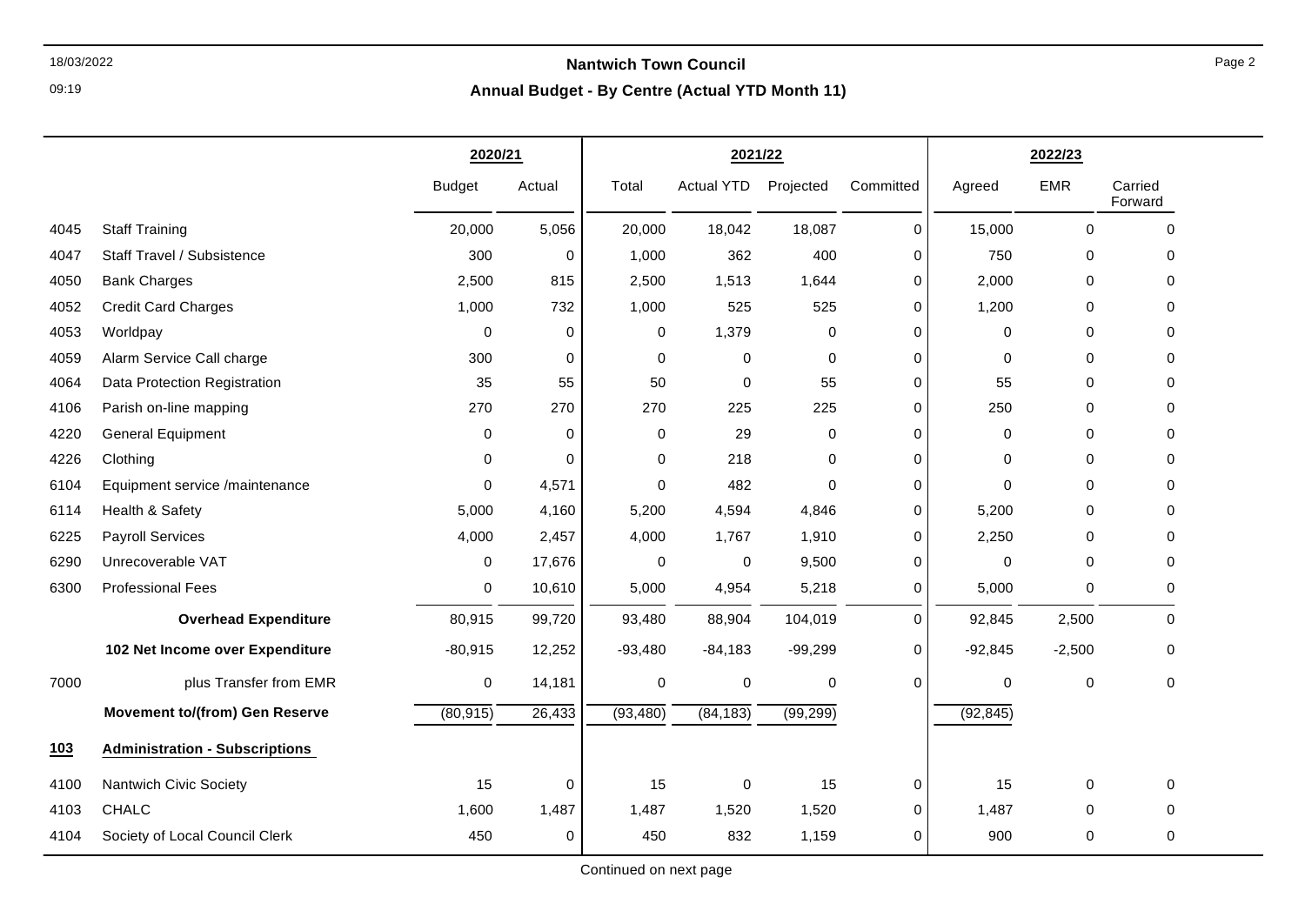# Nantwich Town Council

## Annual Budget - By Centre (Actual YTD Month 11)

| | | 2020/21 | | 2021/22 | | | | 2022/23 | | |
|---|---|---|---|---|---|---|---|---|---|---|
| | | Budget | Actual | Total | Actual YTD | Projected | Committed | Agreed | EMR | Carried Forward |
| 4045 | Staff Training | 20,000 | 5,056 | 20,000 | 18,042 | 18,087 | 0 | 15,000 | 0 | 0 |
| 4047 | Staff Travel / Subsistence | 300 | 0 | 1,000 | 362 | 400 | 0 | 750 | 0 | 0 |
| 4050 | Bank Charges | 2,500 | 815 | 2,500 | 1,513 | 1,644 | 0 | 2,000 | 0 | 0 |
| 4052 | Credit Card Charges | 1,000 | 732 | 1,000 | 525 | 525 | 0 | 1,200 | 0 | 0 |
| 4053 | Worldpay | 0 | 0 | 0 | 1,379 | 0 | 0 | 0 | 0 | 0 |
| 4059 | Alarm Service Call charge | 300 | 0 | 0 | 0 | 0 | 0 | 0 | 0 | 0 |
| 4064 | Data Protection Registration | 35 | 55 | 50 | 0 | 55 | 0 | 55 | 0 | 0 |
| 4106 | Parish on-line mapping | 270 | 270 | 270 | 225 | 225 | 0 | 250 | 0 | 0 |
| 4220 | General Equipment | 0 | 0 | 0 | 29 | 0 | 0 | 0 | 0 | 0 |
| 4226 | Clothing | 0 | 0 | 0 | 218 | 0 | 0 | 0 | 0 | 0 |
| 6104 | Equipment service /maintenance | 0 | 4,571 | 0 | 482 | 0 | 0 | 0 | 0 | 0 |
| 6114 | Health & Safety | 5,000 | 4,160 | 5,200 | 4,594 | 4,846 | 0 | 5,200 | 0 | 0 |
| 6225 | Payroll Services | 4,000 | 2,457 | 4,000 | 1,767 | 1,910 | 0 | 2,250 | 0 | 0 |
| 6290 | Unrecoverable VAT | 0 | 17,676 | 0 | 0 | 9,500 | 0 | 0 | 0 | 0 |
| 6300 | Professional Fees | 0 | 10,610 | 5,000 | 4,954 | 5,218 | 0 | 5,000 | 0 | 0 |
| | **Overhead Expenditure** | 80,915 | 99,720 | 93,480 | 88,904 | 104,019 | 0 | 92,845 | 2,500 | 0 |
| | **102 Net Income over Expenditure** | -80,915 | 12,252 | -93,480 | -84,183 | -99,299 | 0 | -92,845 | -2,500 | 0 |
| 7000 | plus Transfer from EMR | 0 | 14,181 | 0 | 0 | 0 | 0 | 0 | 0 | 0 |
| | **Movement to/(from) Gen Reserve** | (80,915) | 26,433 | (93,480) | (84,183) | (99,299) | | (92,845) | | |
| **103** | **Administration - Subscriptions** | | | | | | | | | |
| 4100 | Nantwich Civic Society | 15 | 0 | 15 | 0 | 15 | 0 | 15 | 0 | 0 |
| 4103 | CHALC | 1,600 | 1,487 | 1,487 | 1,520 | 1,520 | 0 | 1,487 | 0 | 0 |
| 4104 | Society of Local Council Clerk | 450 | 0 | 450 | 832 | 1,159 | 0 | 900 | 0 | 0 |

Continued on next page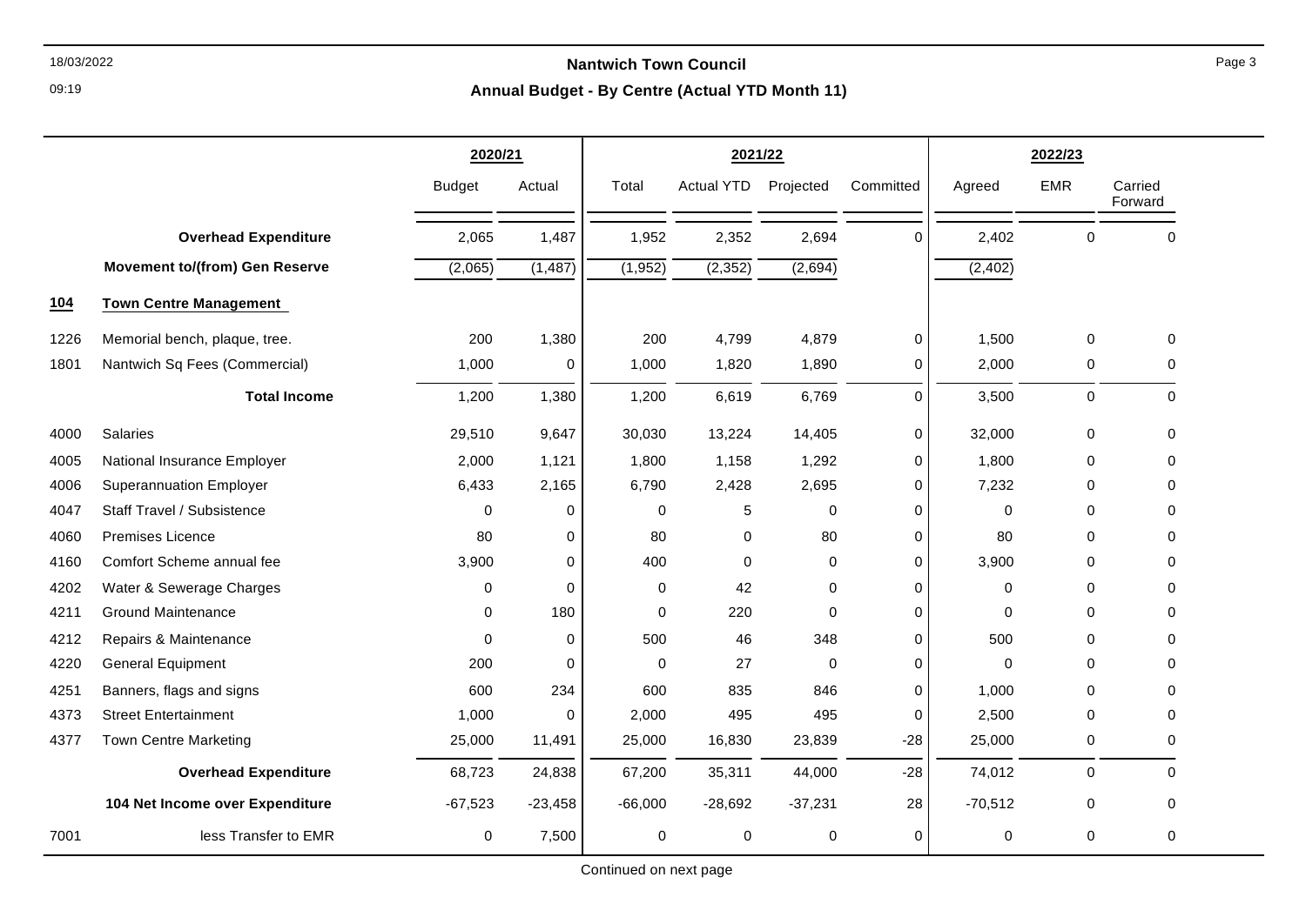# Nantwich Town Council

## Annual Budget - By Centre (Actual YTD Month 11)

| | | 2020/21 | | 2021/22 | | | | 2022/23 | | |
|---|---|---|---|---|---|---|---|---|---|---|
| | | Budget | Actual | Total | Actual YTD | Projected | Committed | Agreed | EMR | Carried Forward |
| | **Overhead Expenditure** | 2,065 | 1,487 | 1,952 | 2,352 | 2,694 | 0 | 2,402 | 0 | 0 |
| | **Movement to/(from) Gen Reserve** | (2,065) | (1,487) | (1,952) | (2,352) | (2,694) | | (2,402) | | |
| **104** | **Town Centre Management** | | | | | | | | | |
| 1226 | Memorial bench, plaque, tree. | 200 | 1,380 | 200 | 4,799 | 4,879 | 0 | 1,500 | 0 | 0 |
| 1801 | Nantwich Sq Fees (Commercial) | 1,000 | 0 | 1,000 | 1,820 | 1,890 | 0 | 2,000 | 0 | 0 |
| | **Total Income** | 1,200 | 1,380 | 1,200 | 6,619 | 6,769 | 0 | 3,500 | 0 | 0 |
| 4000 | Salaries | 29,510 | 9,647 | 30,030 | 13,224 | 14,405 | 0 | 32,000 | 0 | 0 |
| 4005 | National Insurance Employer | 2,000 | 1,121 | 1,800 | 1,158 | 1,292 | 0 | 1,800 | 0 | 0 |
| 4006 | Superannuation Employer | 6,433 | 2,165 | 6,790 | 2,428 | 2,695 | 0 | 7,232 | 0 | 0 |
| 4047 | Staff Travel / Subsistence | 0 | 0 | 0 | 5 | 0 | 0 | 0 | 0 | 0 |
| 4060 | Premises Licence | 80 | 0 | 80 | 0 | 80 | 0 | 80 | 0 | 0 |
| 4160 | Comfort Scheme annual fee | 3,900 | 0 | 400 | 0 | 0 | 0 | 3,900 | 0 | 0 |
| 4202 | Water & Sewerage Charges | 0 | 0 | 0 | 42 | 0 | 0 | 0 | 0 | 0 |
| 4211 | Ground Maintenance | 0 | 180 | 0 | 220 | 0 | 0 | 0 | 0 | 0 |
| 4212 | Repairs & Maintenance | 0 | 0 | 500 | 46 | 348 | 0 | 500 | 0 | 0 |
| 4220 | General Equipment | 200 | 0 | 0 | 27 | 0 | 0 | 0 | 0 | 0 |
| 4251 | Banners, flags and signs | 600 | 234 | 600 | 835 | 846 | 0 | 1,000 | 0 | 0 |
| 4373 | Street Entertainment | 1,000 | 0 | 2,000 | 495 | 495 | 0 | 2,500 | 0 | 0 |
| 4377 | Town Centre Marketing | 25,000 | 11,491 | 25,000 | 16,830 | 23,839 | -28 | 25,000 | 0 | 0 |
| | **Overhead Expenditure** | 68,723 | 24,838 | 67,200 | 35,311 | 44,000 | -28 | 74,012 | 0 | 0 |
| | **104 Net Income over Expenditure** | -67,523 | -23,458 | -66,000 | -28,692 | -37,231 | 28 | -70,512 | 0 | 0 |
| 7001 | less Transfer to EMR | 0 | 7,500 | 0 | 0 | 0 | 0 | 0 | 0 | 0 |

Continued on next page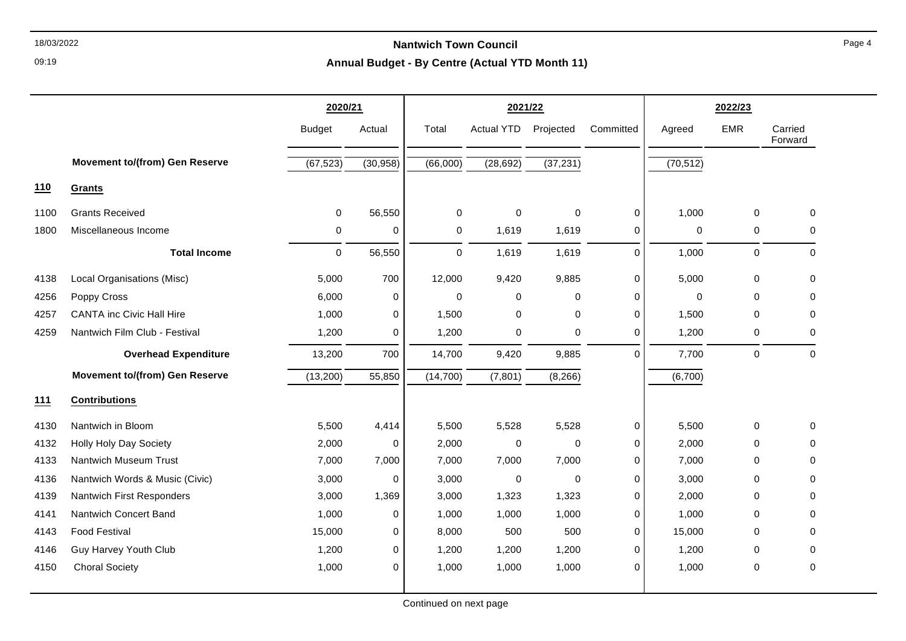# Nantwich Town Council

## Annual Budget - By Centre (Actual YTD Month 11)

| | | 2020/21 | | 2021/22 | | | | 2022/23 | | |
|---|---|---|---|---|---|---|---|---|---|---|
| | | Budget | Actual | Total | Actual YTD | Projected | Committed | Agreed | EMR | Carried Forward |
| | **Movement to/(from) Gen Reserve** | (67,523) | (30,958) | (66,000) | (28,692) | (37,231) | | (70,512) | | |
| **110** | **Grants** | | | | | | | | | |
| 1100 | Grants Received | 0 | 56,550 | 0 | 0 | 0 | 0 | 1,000 | 0 | 0 |
| 1800 | Miscellaneous Income | 0 | 0 | 0 | 1,619 | 1,619 | 0 | 0 | 0 | 0 |
| | **Total Income** | 0 | 56,550 | 0 | 1,619 | 1,619 | 0 | 1,000 | 0 | 0 |
| 4138 | Local Organisations (Misc) | 5,000 | 700 | 12,000 | 9,420 | 9,885 | 0 | 5,000 | 0 | 0 |
| 4256 | Poppy Cross | 6,000 | 0 | 0 | 0 | 0 | 0 | 0 | 0 | 0 |
| 4257 | CANTA inc Civic Hall Hire | 1,000 | 0 | 1,500 | 0 | 0 | 0 | 1,500 | 0 | 0 |
| 4259 | Nantwich Film Club - Festival | 1,200 | 0 | 1,200 | 0 | 0 | 0 | 1,200 | 0 | 0 |
| | **Overhead Expenditure** | 13,200 | 700 | 14,700 | 9,420 | 9,885 | 0 | 7,700 | 0 | 0 |
| | **Movement to/(from) Gen Reserve** | (13,200) | 55,850 | (14,700) | (7,801) | (8,266) | | (6,700) | | |
| **111** | **Contributions** | | | | | | | | | |
| 4130 | Nantwich in Bloom | 5,500 | 4,414 | 5,500 | 5,528 | 5,528 | 0 | 5,500 | 0 | 0 |
| 4132 | Holly Holy Day Society | 2,000 | 0 | 2,000 | 0 | 0 | 0 | 2,000 | 0 | 0 |
| 4133 | Nantwich Museum Trust | 7,000 | 7,000 | 7,000 | 7,000 | 7,000 | 0 | 7,000 | 0 | 0 |
| 4136 | Nantwich Words & Music (Civic) | 3,000 | 0 | 3,000 | 0 | 0 | 0 | 3,000 | 0 | 0 |
| 4139 | Nantwich First Responders | 3,000 | 1,369 | 3,000 | 1,323 | 1,323 | 0 | 2,000 | 0 | 0 |
| 4141 | Nantwich Concert Band | 1,000 | 0 | 1,000 | 1,000 | 1,000 | 0 | 1,000 | 0 | 0 |
| 4143 | Food Festival | 15,000 | 0 | 8,000 | 500 | 500 | 0 | 15,000 | 0 | 0 |
| 4146 | Guy Harvey Youth Club | 1,200 | 0 | 1,200 | 1,200 | 1,200 | 0 | 1,200 | 0 | 0 |
| 4150 | Choral Society | 1,000 | 0 | 1,000 | 1,000 | 1,000 | 0 | 1,000 | 0 | 0 |

Continued on next page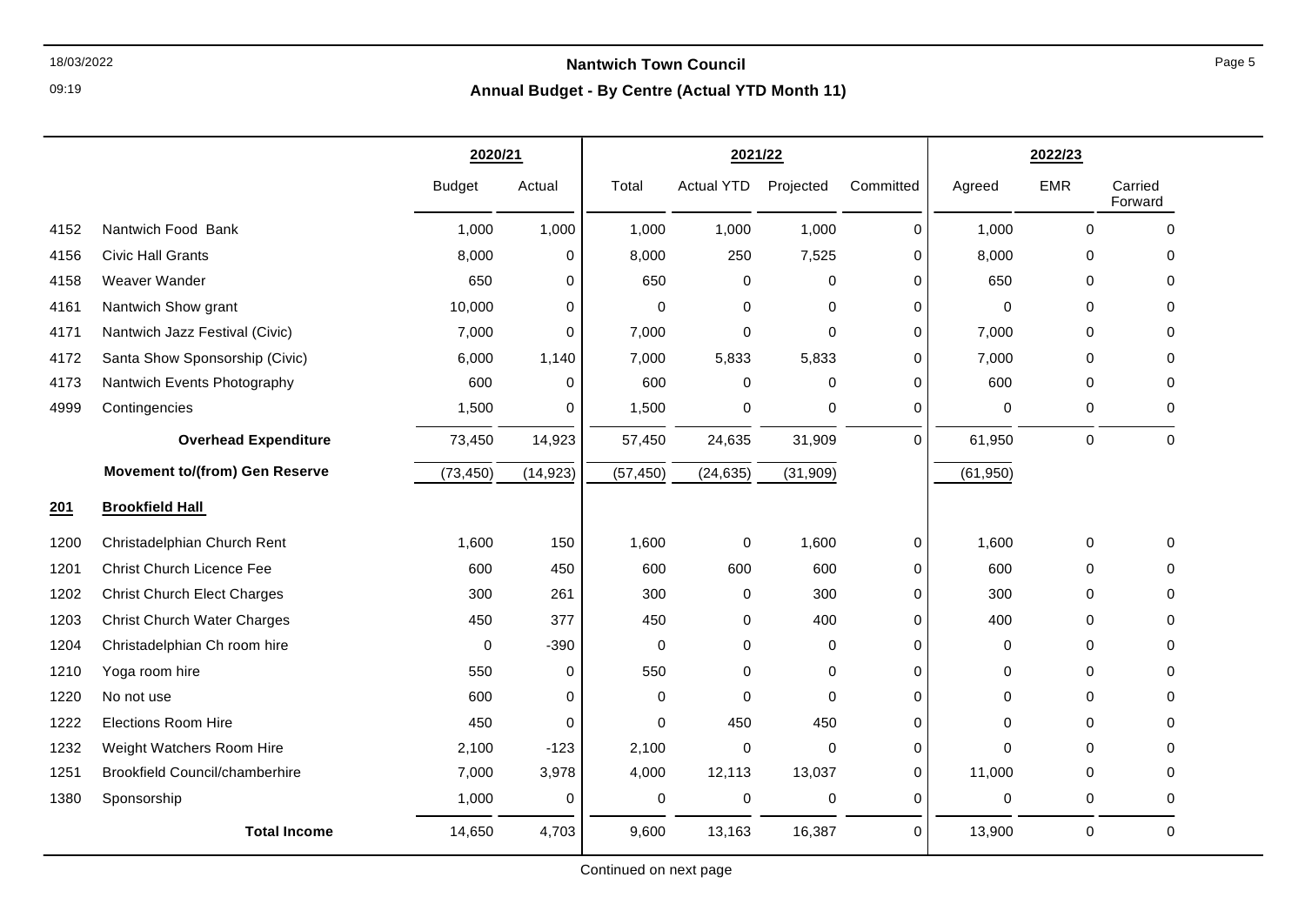**Nantwich Town Council**

**Annual Budget - By Centre (Actual YTD Month 11)**

| | | 2020/21 | | 2021/22 | | | | 2022/23 | | |
|---|---|---|---|---|---|---|---|---|---|---|
| | | Budget | Actual | Total | Actual YTD | Projected | Committed | Agreed | EMR | Carried Forward |
| 4152 | Nantwich Food Bank | 1,000 | 1,000 | 1,000 | 1,000 | 1,000 | 0 | 1,000 | 0 | 0 |
| 4156 | Civic Hall Grants | 8,000 | 0 | 8,000 | 250 | 7,525 | 0 | 8,000 | 0 | 0 |
| 4158 | Weaver Wander | 650 | 0 | 650 | 0 | 0 | 0 | 650 | 0 | 0 |
| 4161 | Nantwich Show grant | 10,000 | 0 | 0 | 0 | 0 | 0 | 0 | 0 | 0 |
| 4171 | Nantwich Jazz Festival (Civic) | 7,000 | 0 | 7,000 | 0 | 0 | 0 | 7,000 | 0 | 0 |
| 4172 | Santa Show Sponsorship (Civic) | 6,000 | 1,140 | 7,000 | 5,833 | 5,833 | 0 | 7,000 | 0 | 0 |
| 4173 | Nantwich Events Photography | 600 | 0 | 600 | 0 | 0 | 0 | 600 | 0 | 0 |
| 4999 | Contingencies | 1,500 | 0 | 1,500 | 0 | 0 | 0 | 0 | 0 | 0 |
| | **Overhead Expenditure** | 73,450 | 14,923 | 57,450 | 24,635 | 31,909 | 0 | 61,950 | 0 | 0 |
| | **Movement to/(from) Gen Reserve** | (73,450) | (14,923) | (57,450) | (24,635) | (31,909) | | (61,950) | | |
| **201** | **Brookfield Hall** | | | | | | | | | |
| 1200 | Christadelphian Church Rent | 1,600 | 150 | 1,600 | 0 | 1,600 | 0 | 1,600 | 0 | 0 |
| 1201 | Christ Church Licence Fee | 600 | 450 | 600 | 600 | 600 | 0 | 600 | 0 | 0 |
| 1202 | Christ Church Elect Charges | 300 | 261 | 300 | 0 | 300 | 0 | 300 | 0 | 0 |
| 1203 | Christ Church Water Charges | 450 | 377 | 450 | 0 | 400 | 0 | 400 | 0 | 0 |
| 1204 | Christadelphian Ch room hire | 0 | -390 | 0 | 0 | 0 | 0 | 0 | 0 | 0 |
| 1210 | Yoga room hire | 550 | 0 | 550 | 0 | 0 | 0 | 0 | 0 | 0 |
| 1220 | No not use | 600 | 0 | 0 | 0 | 0 | 0 | 0 | 0 | 0 |
| 1222 | Elections Room Hire | 450 | 0 | 0 | 450 | 450 | 0 | 0 | 0 | 0 |
| 1232 | Weight Watchers Room Hire | 2,100 | -123 | 2,100 | 0 | 0 | 0 | 0 | 0 | 0 |
| 1251 | Brookfield Council/chamberhire | 7,000 | 3,978 | 4,000 | 12,113 | 13,037 | 0 | 11,000 | 0 | 0 |
| 1380 | Sponsorship | 1,000 | 0 | 0 | 0 | 0 | 0 | 0 | 0 | 0 |
| | **Total Income** | 14,650 | 4,703 | 9,600 | 13,163 | 16,387 | 0 | 13,900 | 0 | 0 |

Continued on next page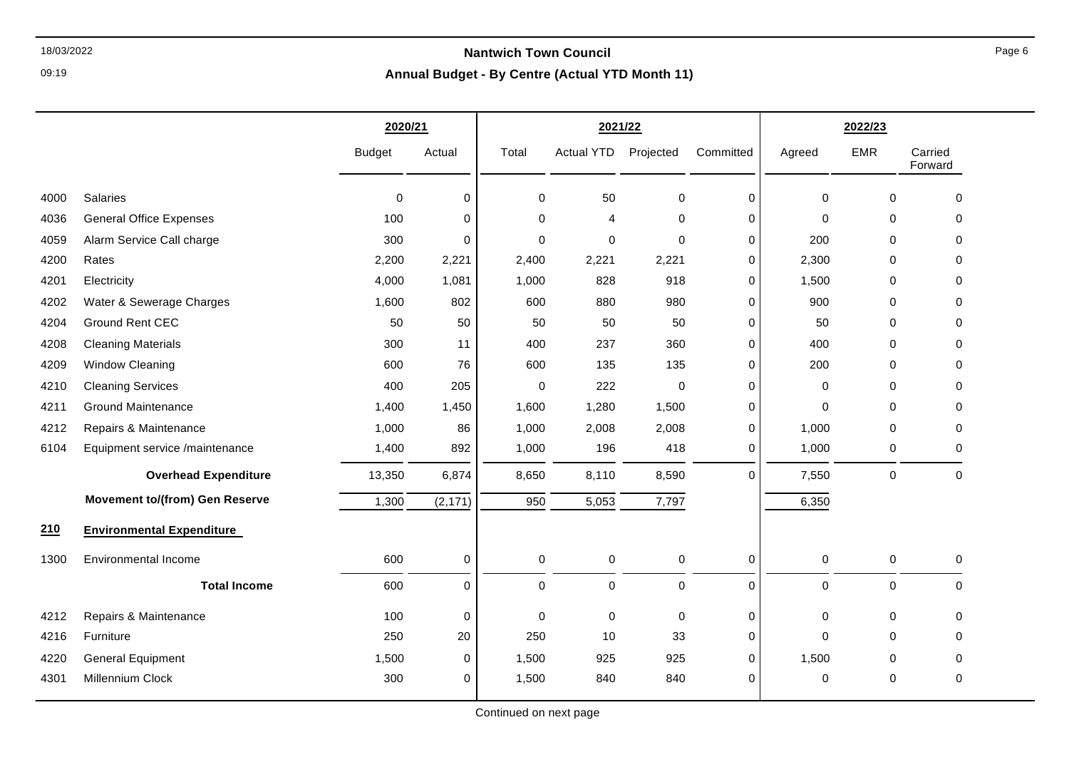# Nantwich Town Council

## Annual Budget - By Centre (Actual YTD Month 11)

| | | 2020/21 | | 2021/22 | | | | 2022/23 | | |
|---|---|---|---|---|---|---|---|---|---|---|
| | | Budget | Actual | Total | Actual YTD | Projected | Committed | Agreed | EMR | Carried Forward |
| 4000 | Salaries | 0 | 0 | 0 | 50 | 0 | 0 | 0 | 0 | 0 |
| 4036 | General Office Expenses | 100 | 0 | 0 | 4 | 0 | 0 | 0 | 0 | 0 |
| 4059 | Alarm Service Call charge | 300 | 0 | 0 | 0 | 0 | 0 | 200 | 0 | 0 |
| 4200 | Rates | 2,200 | 2,221 | 2,400 | 2,221 | 2,221 | 0 | 2,300 | 0 | 0 |
| 4201 | Electricity | 4,000 | 1,081 | 1,000 | 828 | 918 | 0 | 1,500 | 0 | 0 |
| 4202 | Water & Sewerage Charges | 1,600 | 802 | 600 | 880 | 980 | 0 | 900 | 0 | 0 |
| 4204 | Ground Rent CEC | 50 | 50 | 50 | 50 | 50 | 0 | 50 | 0 | 0 |
| 4208 | Cleaning Materials | 300 | 11 | 400 | 237 | 360 | 0 | 400 | 0 | 0 |
| 4209 | Window Cleaning | 600 | 76 | 600 | 135 | 135 | 0 | 200 | 0 | 0 |
| 4210 | Cleaning Services | 400 | 205 | 0 | 222 | 0 | 0 | 0 | 0 | 0 |
| 4211 | Ground Maintenance | 1,400 | 1,450 | 1,600 | 1,280 | 1,500 | 0 | 0 | 0 | 0 |
| 4212 | Repairs & Maintenance | 1,000 | 86 | 1,000 | 2,008 | 2,008 | 0 | 1,000 | 0 | 0 |
| 6104 | Equipment service /maintenance | 1,400 | 892 | 1,000 | 196 | 418 | 0 | 1,000 | 0 | 0 |
| | **Overhead Expenditure** | 13,350 | 6,874 | 8,650 | 8,110 | 8,590 | 0 | 7,550 | 0 | 0 |
| | **Movement to/(from) Gen Reserve** | 1,300 | (2,171) | 950 | 5,053 | 7,797 | | 6,350 | | |
| **210** | **Environmental Expenditure** | | | | | | | | | |
| 1300 | Environmental Income | 600 | 0 | 0 | 0 | 0 | 0 | 0 | 0 | 0 |
| | **Total Income** | 600 | 0 | 0 | 0 | 0 | 0 | 0 | 0 | 0 |
| 4212 | Repairs & Maintenance | 100 | 0 | 0 | 0 | 0 | 0 | 0 | 0 | 0 |
| 4216 | Furniture | 250 | 20 | 250 | 10 | 33 | 0 | 0 | 0 | 0 |
| 4220 | General Equipment | 1,500 | 0 | 1,500 | 925 | 925 | 0 | 1,500 | 0 | 0 |
| 4301 | Millennium Clock | 300 | 0 | 1,500 | 840 | 840 | 0 | 0 | 0 | 0 |

Continued on next page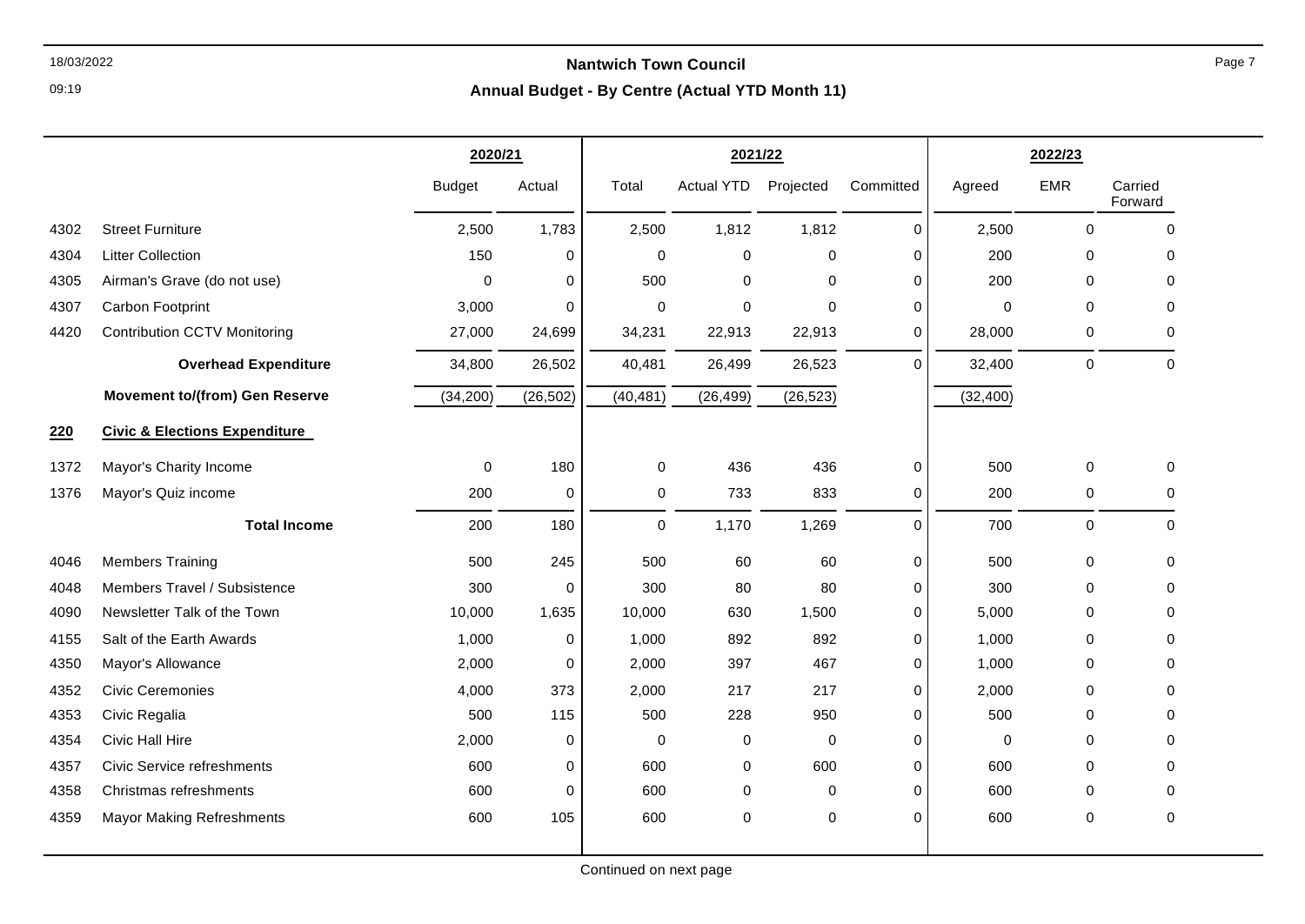## Nantwich Town Council

### Annual Budget - By Centre (Actual YTD Month 11)

| | | 2020/21 | | 2021/22 | | | | 2022/23 | | |
|---|---|---|---|---|---|---|---|---|---|---|
| | | Budget | Actual | Total | Actual YTD | Projected | Committed | Agreed | EMR | Carried Forward |
| 4302 | Street Furniture | 2,500 | 1,783 | 2,500 | 1,812 | 1,812 | 0 | 2,500 | 0 | 0 |
| 4304 | Litter Collection | 150 | 0 | 0 | 0 | 0 | 0 | 200 | 0 | 0 |
| 4305 | Airman's Grave (do not use) | 0 | 0 | 500 | 0 | 0 | 0 | 200 | 0 | 0 |
| 4307 | Carbon Footprint | 3,000 | 0 | 0 | 0 | 0 | 0 | 0 | 0 | 0 |
| 4420 | Contribution CCTV Monitoring | 27,000 | 24,699 | 34,231 | 22,913 | 22,913 | 0 | 28,000 | 0 | 0 |
| | **Overhead Expenditure** | 34,800 | 26,502 | 40,481 | 26,499 | 26,523 | 0 | 32,400 | 0 | 0 |
| | **Movement to/(from) Gen Reserve** | (34,200) | (26,502) | (40,481) | (26,499) | (26,523) | | (32,400) | | |
| **220** | **Civic & Elections Expenditure** | | | | | | | | | |
| 1372 | Mayor's Charity Income | 0 | 180 | 0 | 436 | 436 | 0 | 500 | 0 | 0 |
| 1376 | Mayor's Quiz income | 200 | 0 | 0 | 733 | 833 | 0 | 200 | 0 | 0 |
| | **Total Income** | 200 | 180 | 0 | 1,170 | 1,269 | 0 | 700 | 0 | 0 |
| 4046 | Members Training | 500 | 245 | 500 | 60 | 60 | 0 | 500 | 0 | 0 |
| 4048 | Members Travel / Subsistence | 300 | 0 | 300 | 80 | 80 | 0 | 300 | 0 | 0 |
| 4090 | Newsletter Talk of the Town | 10,000 | 1,635 | 10,000 | 630 | 1,500 | 0 | 5,000 | 0 | 0 |
| 4155 | Salt of the Earth Awards | 1,000 | 0 | 1,000 | 892 | 892 | 0 | 1,000 | 0 | 0 |
| 4350 | Mayor's Allowance | 2,000 | 0 | 2,000 | 397 | 467 | 0 | 1,000 | 0 | 0 |
| 4352 | Civic Ceremonies | 4,000 | 373 | 2,000 | 217 | 217 | 0 | 2,000 | 0 | 0 |
| 4353 | Civic Regalia | 500 | 115 | 500 | 228 | 950 | 0 | 500 | 0 | 0 |
| 4354 | Civic Hall Hire | 2,000 | 0 | 0 | 0 | 0 | 0 | 0 | 0 | 0 |
| 4357 | Civic Service refreshments | 600 | 0 | 600 | 0 | 600 | 0 | 600 | 0 | 0 |
| 4358 | Christmas refreshments | 600 | 0 | 600 | 0 | 0 | 0 | 600 | 0 | 0 |
| 4359 | Mayor Making Refreshments | 600 | 105 | 600 | 0 | 0 | 0 | 600 | 0 | 0 |

Continued on next page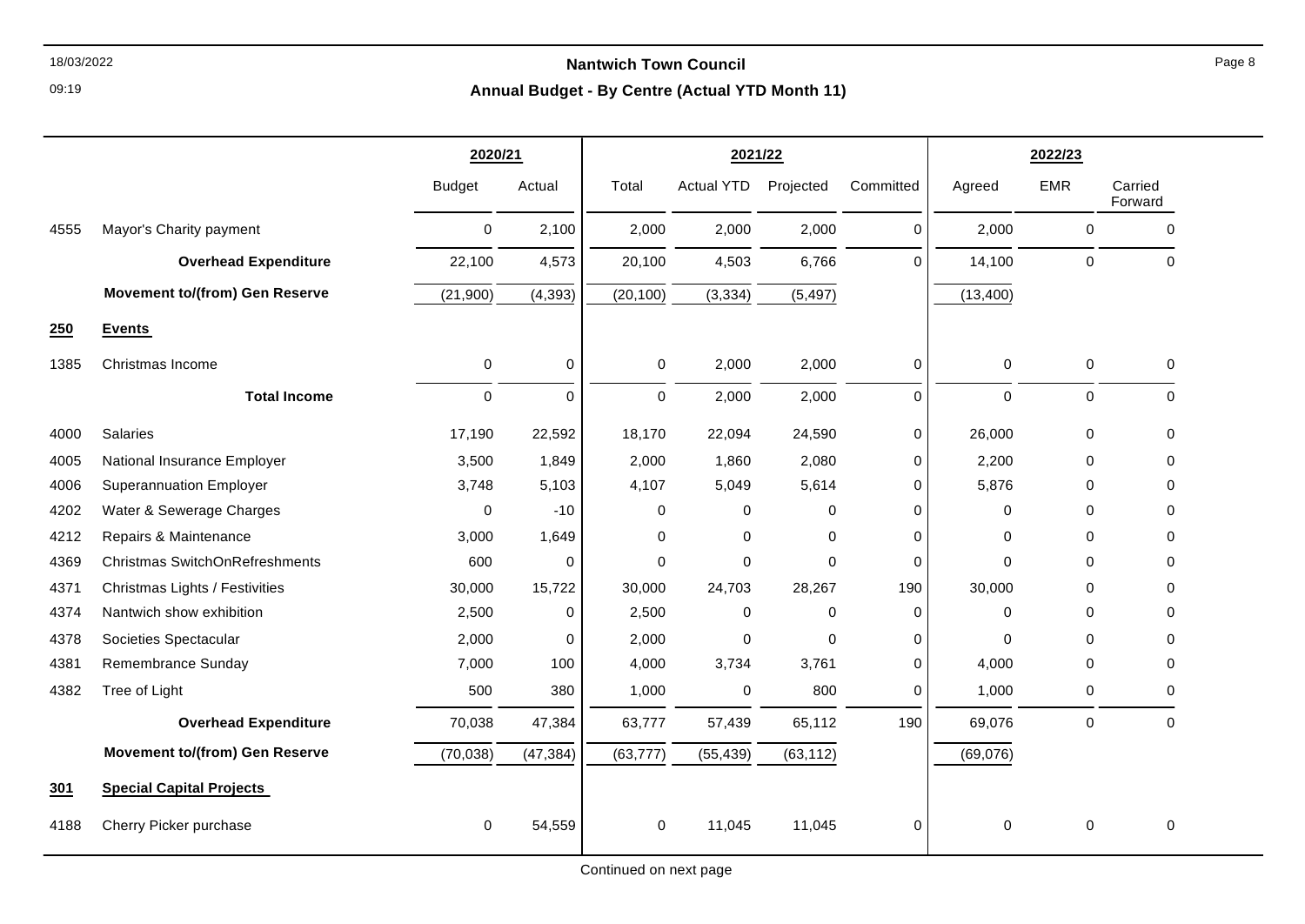# Nantwich Town Council

## Annual Budget - By Centre (Actual YTD Month 11)

| | | 2020/21 | | 2021/22 | | | | 2022/23 | | |
|---|---|---|---|---|---|---|---|---|---|---|
| | | Budget | Actual | Total | Actual YTD | Projected | Committed | Agreed | EMR | Carried Forward |
| 4555 | Mayor's Charity payment | 0 | 2,100 | 2,000 | 2,000 | 2,000 | 0 | 2,000 | 0 | 0 |
| | **Overhead Expenditure** | 22,100 | 4,573 | 20,100 | 4,503 | 6,766 | 0 | 14,100 | 0 | 0 |
| | **Movement to/(from) Gen Reserve** | (21,900) | (4,393) | (20,100) | (3,334) | (5,497) | | (13,400) | | |
| **250** | **Events** | | | | | | | | | |
| 1385 | Christmas Income | 0 | 0 | 0 | 2,000 | 2,000 | 0 | 0 | 0 | 0 |
| | **Total Income** | 0 | 0 | 0 | 2,000 | 2,000 | 0 | 0 | 0 | 0 |
| 4000 | Salaries | 17,190 | 22,592 | 18,170 | 22,094 | 24,590 | 0 | 26,000 | 0 | 0 |
| 4005 | National Insurance Employer | 3,500 | 1,849 | 2,000 | 1,860 | 2,080 | 0 | 2,200 | 0 | 0 |
| 4006 | Superannuation Employer | 3,748 | 5,103 | 4,107 | 5,049 | 5,614 | 0 | 5,876 | 0 | 0 |
| 4202 | Water & Sewerage Charges | 0 | -10 | 0 | 0 | 0 | 0 | 0 | 0 | 0 |
| 4212 | Repairs & Maintenance | 3,000 | 1,649 | 0 | 0 | 0 | 0 | 0 | 0 | 0 |
| 4369 | Christmas SwitchOnRefreshments | 600 | 0 | 0 | 0 | 0 | 0 | 0 | 0 | 0 |
| 4371 | Christmas Lights / Festivities | 30,000 | 15,722 | 30,000 | 24,703 | 28,267 | 190 | 30,000 | 0 | 0 |
| 4374 | Nantwich show exhibition | 2,500 | 0 | 2,500 | 0 | 0 | 0 | 0 | 0 | 0 |
| 4378 | Societies Spectacular | 2,000 | 0 | 2,000 | 0 | 0 | 0 | 0 | 0 | 0 |
| 4381 | Remembrance Sunday | 7,000 | 100 | 4,000 | 3,734 | 3,761 | 0 | 4,000 | 0 | 0 |
| 4382 | Tree of Light | 500 | 380 | 1,000 | 0 | 800 | 0 | 1,000 | 0 | 0 |
| | **Overhead Expenditure** | 70,038 | 47,384 | 63,777 | 57,439 | 65,112 | 190 | 69,076 | 0 | 0 |
| | **Movement to/(from) Gen Reserve** | (70,038) | (47,384) | (63,777) | (55,439) | (63,112) | | (69,076) | | |
| **301** | **Special Capital Projects** | | | | | | | | | |
| 4188 | Cherry Picker purchase | 0 | 54,559 | 0 | 11,045 | 11,045 | 0 | 0 | 0 | 0 |

Continued on next page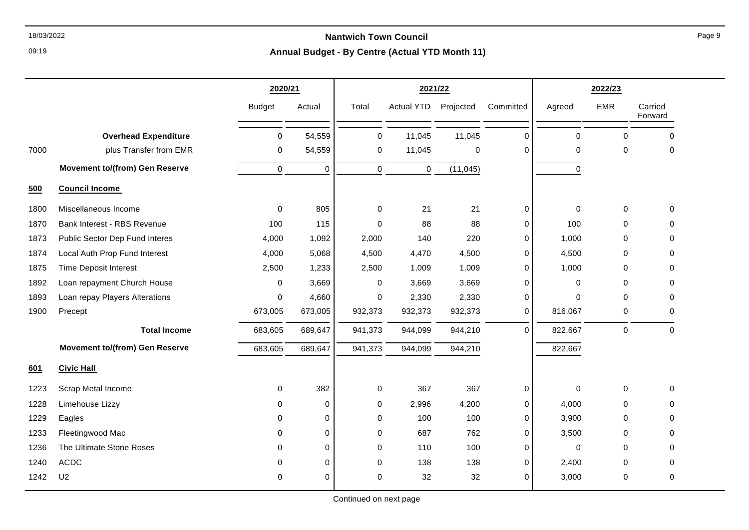## Nantwich Town Council

### Annual Budget - By Centre (Actual YTD Month 11)

| | | 2020/21 | | 2021/22 | | | | 2022/23 | | |
|---|---|---|---|---|---|---|---|---|---|---|
| | | Budget | Actual | Total | Actual YTD | Projected | Committed | Agreed | EMR | Carried Forward |
| | **Overhead Expenditure** | 0 | 54,559 | 0 | 11,045 | 11,045 | 0 | 0 | 0 | 0 |
| 7000 | plus Transfer from EMR | 0 | 54,559 | 0 | 11,045 | 0 | 0 | 0 | 0 | 0 |
| | **Movement to/(from) Gen Reserve** | 0 | 0 | 0 | 0 | (11,045) | | 0 | | |
| **500** | **Council Income** | | | | | | | | | |
| 1800 | Miscellaneous Income | 0 | 805 | 0 | 21 | 21 | 0 | 0 | 0 | 0 |
| 1870 | Bank Interest - RBS Revenue | 100 | 115 | 0 | 88 | 88 | 0 | 100 | 0 | 0 |
| 1873 | Public Sector Dep Fund Interes | 4,000 | 1,092 | 2,000 | 140 | 220 | 0 | 1,000 | 0 | 0 |
| 1874 | Local Auth Prop Fund Interest | 4,000 | 5,068 | 4,500 | 4,470 | 4,500 | 0 | 4,500 | 0 | 0 |
| 1875 | Time Deposit Interest | 2,500 | 1,233 | 2,500 | 1,009 | 1,009 | 0 | 1,000 | 0 | 0 |
| 1892 | Loan repayment Church House | 0 | 3,669 | 0 | 3,669 | 3,669 | 0 | 0 | 0 | 0 |
| 1893 | Loan repay Players Alterations | 0 | 4,660 | 0 | 2,330 | 2,330 | 0 | 0 | 0 | 0 |
| 1900 | Precept | 673,005 | 673,005 | 932,373 | 932,373 | 932,373 | 0 | 816,067 | 0 | 0 |
| | **Total Income** | 683,605 | 689,647 | 941,373 | 944,099 | 944,210 | 0 | 822,667 | 0 | 0 |
| | **Movement to/(from) Gen Reserve** | 683,605 | 689,647 | 941,373 | 944,099 | 944,210 | | 822,667 | | |
| **601** | **Civic Hall** | | | | | | | | | |
| 1223 | Scrap Metal Income | 0 | 382 | 0 | 367 | 367 | 0 | 0 | 0 | 0 |
| 1228 | Limehouse Lizzy | 0 | 0 | 0 | 2,996 | 4,200 | 0 | 4,000 | 0 | 0 |
| 1229 | Eagles | 0 | 0 | 0 | 100 | 100 | 0 | 3,900 | 0 | 0 |
| 1233 | Fleetingwood Mac | 0 | 0 | 0 | 687 | 762 | 0 | 3,500 | 0 | 0 |
| 1236 | The Ultimate Stone Roses | 0 | 0 | 0 | 110 | 100 | 0 | 0 | 0 | 0 |
| 1240 | ACDC | 0 | 0 | 0 | 138 | 138 | 0 | 2,400 | 0 | 0 |
| 1242 | U2 | 0 | 0 | 0 | 32 | 32 | 0 | 3,000 | 0 | 0 |

Continued on next page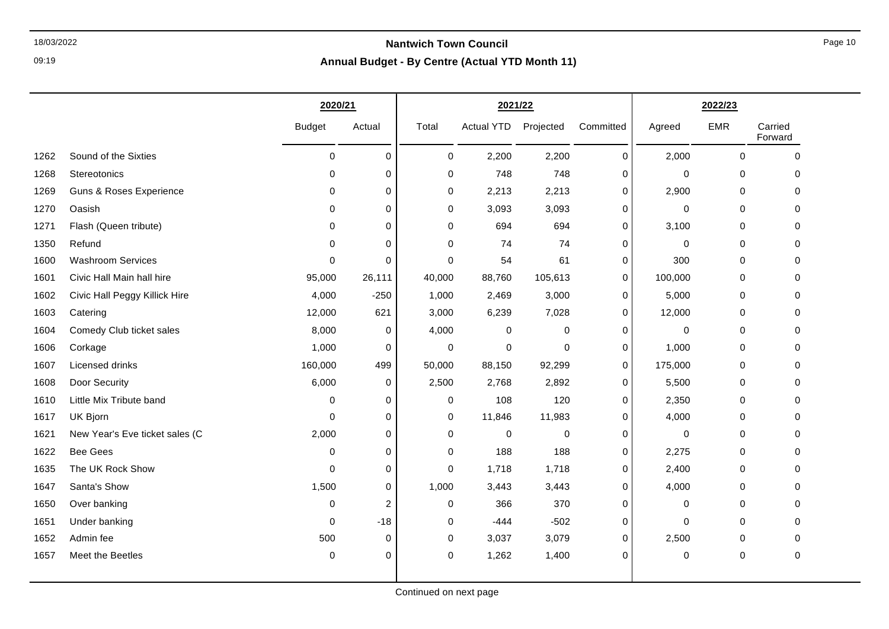# Nantwich Town Council

## Annual Budget - By Centre (Actual YTD Month 11)

| | | 2020/21 | | 2021/22 | | | | 2022/23 | | |
|---|---|---|---|---|---|---|---|---|---|---|
| | | Budget | Actual | Total | Actual YTD | Projected | Committed | Agreed | EMR | Carried Forward |
| 1262 | Sound of the Sixties | 0 | 0 | 0 | 2,200 | 2,200 | 0 | 2,000 | 0 | 0 |
| 1268 | Stereotonics | 0 | 0 | 0 | 748 | 748 | 0 | 0 | 0 | 0 |
| 1269 | Guns & Roses Experience | 0 | 0 | 0 | 2,213 | 2,213 | 0 | 2,900 | 0 | 0 |
| 1270 | Oasish | 0 | 0 | 0 | 3,093 | 3,093 | 0 | 0 | 0 | 0 |
| 1271 | Flash (Queen tribute) | 0 | 0 | 0 | 694 | 694 | 0 | 3,100 | 0 | 0 |
| 1350 | Refund | 0 | 0 | 0 | 74 | 74 | 0 | 0 | 0 | 0 |
| 1600 | Washroom Services | 0 | 0 | 0 | 54 | 61 | 0 | 300 | 0 | 0 |
| 1601 | Civic Hall Main hall hire | 95,000 | 26,111 | 40,000 | 88,760 | 105,613 | 0 | 100,000 | 0 | 0 |
| 1602 | Civic Hall Peggy Killick Hire | 4,000 | -250 | 1,000 | 2,469 | 3,000 | 0 | 5,000 | 0 | 0 |
| 1603 | Catering | 12,000 | 621 | 3,000 | 6,239 | 7,028 | 0 | 12,000 | 0 | 0 |
| 1604 | Comedy Club ticket sales | 8,000 | 0 | 4,000 | 0 | 0 | 0 | 0 | 0 | 0 |
| 1606 | Corkage | 1,000 | 0 | 0 | 0 | 0 | 0 | 1,000 | 0 | 0 |
| 1607 | Licensed drinks | 160,000 | 499 | 50,000 | 88,150 | 92,299 | 0 | 175,000 | 0 | 0 |
| 1608 | Door Security | 6,000 | 0 | 2,500 | 2,768 | 2,892 | 0 | 5,500 | 0 | 0 |
| 1610 | Little Mix Tribute band | 0 | 0 | 0 | 108 | 120 | 0 | 2,350 | 0 | 0 |
| 1617 | UK Bjorn | 0 | 0 | 0 | 11,846 | 11,983 | 0 | 4,000 | 0 | 0 |
| 1621 | New Year's Eve ticket sales (C | 2,000 | 0 | 0 | 0 | 0 | 0 | 0 | 0 | 0 |
| 1622 | Bee Gees | 0 | 0 | 0 | 188 | 188 | 0 | 2,275 | 0 | 0 |
| 1635 | The UK Rock Show | 0 | 0 | 0 | 1,718 | 1,718 | 0 | 2,400 | 0 | 0 |
| 1647 | Santa's Show | 1,500 | 0 | 1,000 | 3,443 | 3,443 | 0 | 4,000 | 0 | 0 |
| 1650 | Over banking | 0 | 2 | 0 | 366 | 370 | 0 | 0 | 0 | 0 |
| 1651 | Under banking | 0 | -18 | 0 | -444 | -502 | 0 | 0 | 0 | 0 |
| 1652 | Admin fee | 500 | 0 | 0 | 3,037 | 3,079 | 0 | 2,500 | 0 | 0 |
| 1657 | Meet the Beetles | 0 | 0 | 0 | 1,262 | 1,400 | 0 | 0 | 0 | 0 |

Continued on next page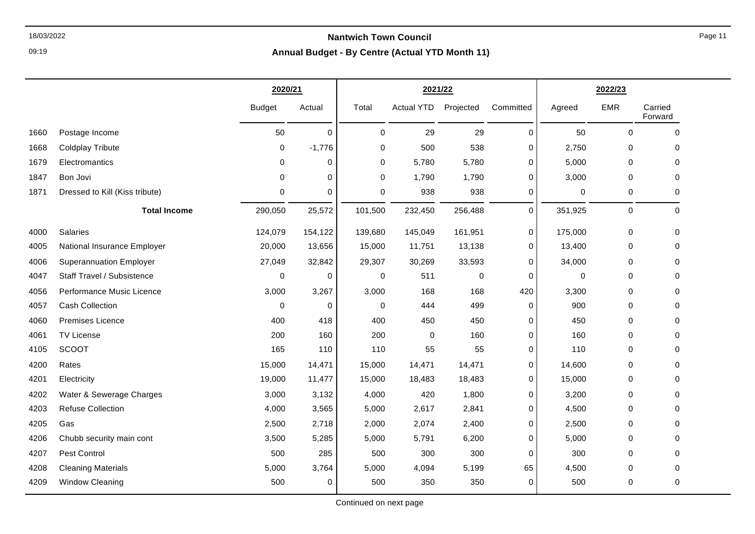# Nantwich Town Council

## Annual Budget - By Centre (Actual YTD Month 11)

| | | 2020/21 | | 2021/22 | | | | 2022/23 | | |
|---|---|---|---|---|---|---|---|---|---|---|
| | | Budget | Actual | Total | Actual YTD | Projected | Committed | Agreed | EMR | Carried Forward |
| 1660 | Postage Income | 50 | 0 | 0 | 29 | 29 | 0 | 50 | 0 | 0 |
| 1668 | Coldplay Tribute | 0 | -1,776 | 0 | 500 | 538 | 0 | 2,750 | 0 | 0 |
| 1679 | Electromantics | 0 | 0 | 0 | 5,780 | 5,780 | 0 | 5,000 | 0 | 0 |
| 1847 | Bon Jovi | 0 | 0 | 0 | 1,790 | 1,790 | 0 | 3,000 | 0 | 0 |
| 1871 | Dressed to Kill (Kiss tribute) | 0 | 0 | 0 | 938 | 938 | 0 | 0 | 0 | 0 |
| | **Total Income** | 290,050 | 25,572 | 101,500 | 232,450 | 256,488 | 0 | 351,925 | 0 | 0 |
| 4000 | Salaries | 124,079 | 154,122 | 139,680 | 145,049 | 161,951 | 0 | 175,000 | 0 | 0 |
| 4005 | National Insurance Employer | 20,000 | 13,656 | 15,000 | 11,751 | 13,138 | 0 | 13,400 | 0 | 0 |
| 4006 | Superannuation Employer | 27,049 | 32,842 | 29,307 | 30,269 | 33,593 | 0 | 34,000 | 0 | 0 |
| 4047 | Staff Travel / Subsistence | 0 | 0 | 0 | 511 | 0 | 0 | 0 | 0 | 0 |
| 4056 | Performance Music Licence | 3,000 | 3,267 | 3,000 | 168 | 168 | 420 | 3,300 | 0 | 0 |
| 4057 | Cash Collection | 0 | 0 | 0 | 444 | 499 | 0 | 900 | 0 | 0 |
| 4060 | Premises Licence | 400 | 418 | 400 | 450 | 450 | 0 | 450 | 0 | 0 |
| 4061 | TV License | 200 | 160 | 200 | 0 | 160 | 0 | 160 | 0 | 0 |
| 4105 | SCOOT | 165 | 110 | 110 | 55 | 55 | 0 | 110 | 0 | 0 |
| 4200 | Rates | 15,000 | 14,471 | 15,000 | 14,471 | 14,471 | 0 | 14,600 | 0 | 0 |
| 4201 | Electricity | 19,000 | 11,477 | 15,000 | 18,483 | 18,483 | 0 | 15,000 | 0 | 0 |
| 4202 | Water & Sewerage Charges | 3,000 | 3,132 | 4,000 | 420 | 1,800 | 0 | 3,200 | 0 | 0 |
| 4203 | Refuse Collection | 4,000 | 3,565 | 5,000 | 2,617 | 2,841 | 0 | 4,500 | 0 | 0 |
| 4205 | Gas | 2,500 | 2,718 | 2,000 | 2,074 | 2,400 | 0 | 2,500 | 0 | 0 |
| 4206 | Chubb security main cont | 3,500 | 5,285 | 5,000 | 5,791 | 6,200 | 0 | 5,000 | 0 | 0 |
| 4207 | Pest Control | 500 | 285 | 500 | 300 | 300 | 0 | 300 | 0 | 0 |
| 4208 | Cleaning Materials | 5,000 | 3,764 | 5,000 | 4,094 | 5,199 | 65 | 4,500 | 0 | 0 |
| 4209 | Window Cleaning | 500 | 0 | 500 | 350 | 350 | 0 | 500 | 0 | 0 |

Continued on next page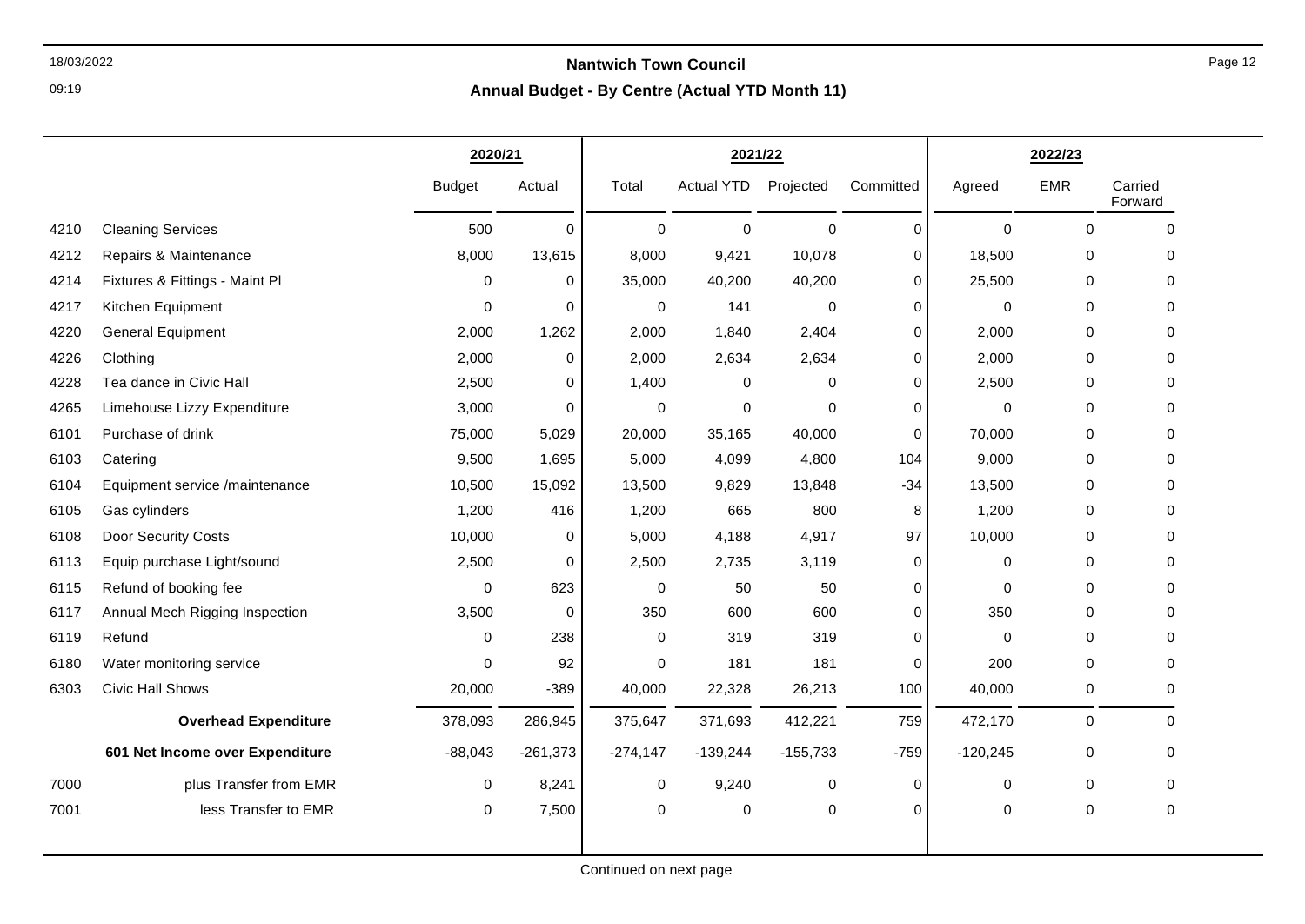## Nantwich Town Council

### Annual Budget - By Centre (Actual YTD Month 11)

| | | 2020/21 | | 2021/22 | | | | 2022/23 | | |
|---|---|---|---|---|---|---|---|---|---|---|
| | | Budget | Actual | Total | Actual YTD | Projected | Committed | Agreed | EMR | Carried Forward |
| 4210 | Cleaning Services | 500 | 0 | 0 | 0 | 0 | 0 | 0 | 0 | 0 |
| 4212 | Repairs & Maintenance | 8,000 | 13,615 | 8,000 | 9,421 | 10,078 | 0 | 18,500 | 0 | 0 |
| 4214 | Fixtures & Fittings - Maint Pl | 0 | 0 | 35,000 | 40,200 | 40,200 | 0 | 25,500 | 0 | 0 |
| 4217 | Kitchen Equipment | 0 | 0 | 0 | 141 | 0 | 0 | 0 | 0 | 0 |
| 4220 | General Equipment | 2,000 | 1,262 | 2,000 | 1,840 | 2,404 | 0 | 2,000 | 0 | 0 |
| 4226 | Clothing | 2,000 | 0 | 2,000 | 2,634 | 2,634 | 0 | 2,000 | 0 | 0 |
| 4228 | Tea dance in Civic Hall | 2,500 | 0 | 1,400 | 0 | 0 | 0 | 2,500 | 0 | 0 |
| 4265 | Limehouse Lizzy Expenditure | 3,000 | 0 | 0 | 0 | 0 | 0 | 0 | 0 | 0 |
| 6101 | Purchase of drink | 75,000 | 5,029 | 20,000 | 35,165 | 40,000 | 0 | 70,000 | 0 | 0 |
| 6103 | Catering | 9,500 | 1,695 | 5,000 | 4,099 | 4,800 | 104 | 9,000 | 0 | 0 |
| 6104 | Equipment service /maintenance | 10,500 | 15,092 | 13,500 | 9,829 | 13,848 | -34 | 13,500 | 0 | 0 |
| 6105 | Gas cylinders | 1,200 | 416 | 1,200 | 665 | 800 | 8 | 1,200 | 0 | 0 |
| 6108 | Door Security Costs | 10,000 | 0 | 5,000 | 4,188 | 4,917 | 97 | 10,000 | 0 | 0 |
| 6113 | Equip purchase Light/sound | 2,500 | 0 | 2,500 | 2,735 | 3,119 | 0 | 0 | 0 | 0 |
| 6115 | Refund of booking fee | 0 | 623 | 0 | 50 | 50 | 0 | 0 | 0 | 0 |
| 6117 | Annual Mech Rigging Inspection | 3,500 | 0 | 350 | 600 | 600 | 0 | 350 | 0 | 0 |
| 6119 | Refund | 0 | 238 | 0 | 319 | 319 | 0 | 0 | 0 | 0 |
| 6180 | Water monitoring service | 0 | 92 | 0 | 181 | 181 | 0 | 200 | 0 | 0 |
| 6303 | Civic Hall Shows | 20,000 | -389 | 40,000 | 22,328 | 26,213 | 100 | 40,000 | 0 | 0 |
| | **Overhead Expenditure** | 378,093 | 286,945 | 375,647 | 371,693 | 412,221 | 759 | 472,170 | 0 | 0 |
| | **601 Net Income over Expenditure** | -88,043 | -261,373 | -274,147 | -139,244 | -155,733 | -759 | -120,245 | 0 | 0 |
| 7000 | plus Transfer from EMR | 0 | 8,241 | 0 | 9,240 | 0 | 0 | 0 | 0 | 0 |
| 7001 | less Transfer to EMR | 0 | 7,500 | 0 | 0 | 0 | 0 | 0 | 0 | 0 |

Continued on next page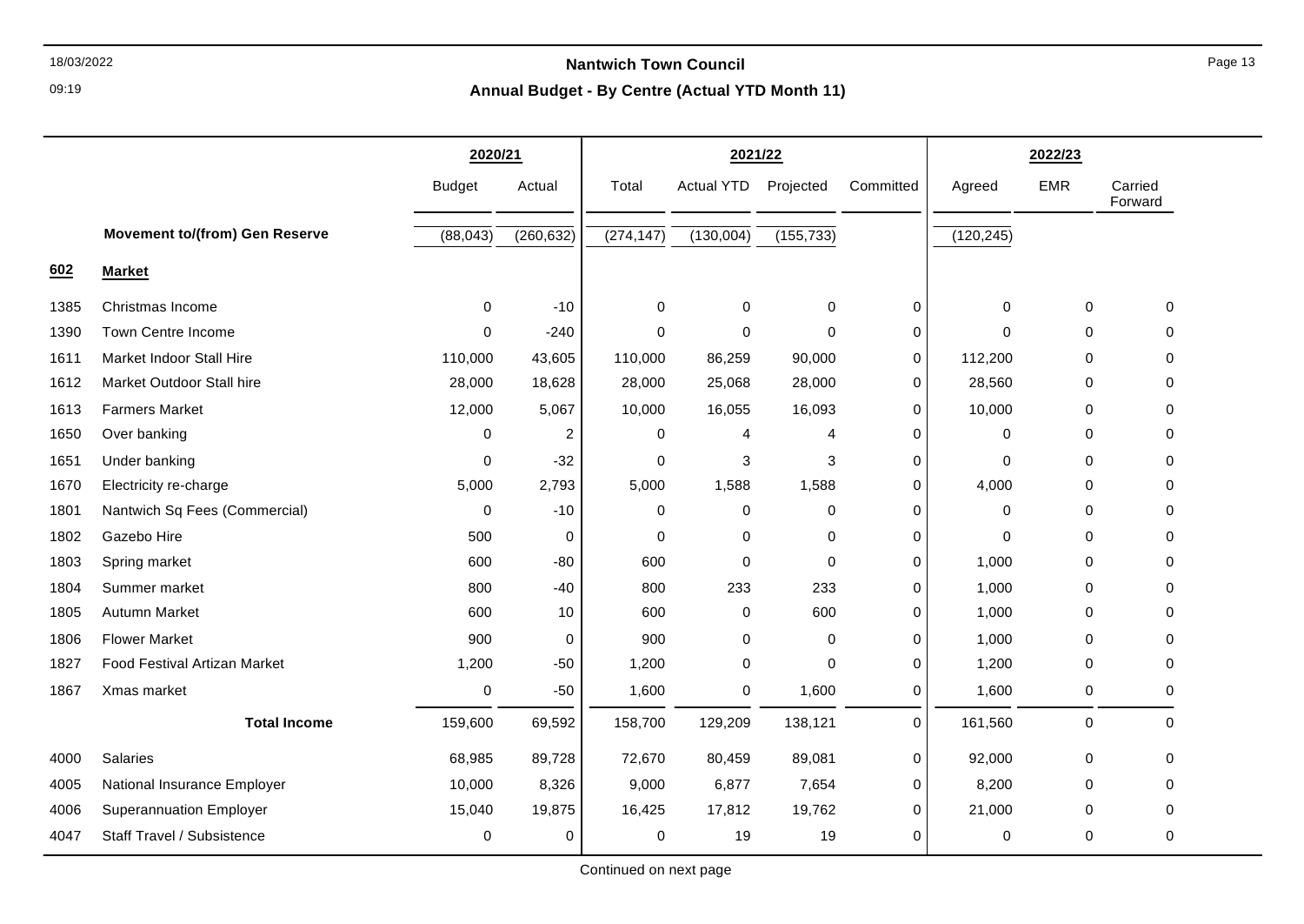# Nantwich Town Council

## Annual Budget - By Centre (Actual YTD Month 11)

| | | 2020/21 | | 2021/22 | | | | 2022/23 | | |
|---|---|---|---|---|---|---|---|---|---|---|
| | | Budget | Actual | Total | Actual YTD | Projected | Committed | Agreed | EMR | Carried Forward |
| | **Movement to/(from) Gen Reserve** | (88,043) | (260,632) | (274,147) | (130,004) | (155,733) | | (120,245) | | |
| **602** | **Market** | | | | | | | | | |
| 1385 | Christmas Income | 0 | -10 | 0 | 0 | 0 | 0 | 0 | 0 | 0 |
| 1390 | Town Centre Income | 0 | -240 | 0 | 0 | 0 | 0 | 0 | 0 | 0 |
| 1611 | Market Indoor Stall Hire | 110,000 | 43,605 | 110,000 | 86,259 | 90,000 | 0 | 112,200 | 0 | 0 |
| 1612 | Market Outdoor Stall hire | 28,000 | 18,628 | 28,000 | 25,068 | 28,000 | 0 | 28,560 | 0 | 0 |
| 1613 | Farmers Market | 12,000 | 5,067 | 10,000 | 16,055 | 16,093 | 0 | 10,000 | 0 | 0 |
| 1650 | Over banking | 0 | 2 | 0 | 4 | 4 | 0 | 0 | 0 | 0 |
| 1651 | Under banking | 0 | -32 | 0 | 3 | 3 | 0 | 0 | 0 | 0 |
| 1670 | Electricity re-charge | 5,000 | 2,793 | 5,000 | 1,588 | 1,588 | 0 | 4,000 | 0 | 0 |
| 1801 | Nantwich Sq Fees (Commercial) | 0 | -10 | 0 | 0 | 0 | 0 | 0 | 0 | 0 |
| 1802 | Gazebo Hire | 500 | 0 | 0 | 0 | 0 | 0 | 0 | 0 | 0 |
| 1803 | Spring market | 600 | -80 | 600 | 0 | 0 | 0 | 1,000 | 0 | 0 |
| 1804 | Summer market | 800 | -40 | 800 | 233 | 233 | 0 | 1,000 | 0 | 0 |
| 1805 | Autumn Market | 600 | 10 | 600 | 0 | 600 | 0 | 1,000 | 0 | 0 |
| 1806 | Flower Market | 900 | 0 | 900 | 0 | 0 | 0 | 1,000 | 0 | 0 |
| 1827 | Food Festival Artizan Market | 1,200 | -50 | 1,200 | 0 | 0 | 0 | 1,200 | 0 | 0 |
| 1867 | Xmas market | 0 | -50 | 1,600 | 0 | 1,600 | 0 | 1,600 | 0 | 0 |
| | **Total Income** | 159,600 | 69,592 | 158,700 | 129,209 | 138,121 | 0 | 161,560 | 0 | 0 |
| 4000 | Salaries | 68,985 | 89,728 | 72,670 | 80,459 | 89,081 | 0 | 92,000 | 0 | 0 |
| 4005 | National Insurance Employer | 10,000 | 8,326 | 9,000 | 6,877 | 7,654 | 0 | 8,200 | 0 | 0 |
| 4006 | Superannuation Employer | 15,040 | 19,875 | 16,425 | 17,812 | 19,762 | 0 | 21,000 | 0 | 0 |
| 4047 | Staff Travel / Subsistence | 0 | 0 | 0 | 19 | 19 | 0 | 0 | 0 | 0 |

Continued on next page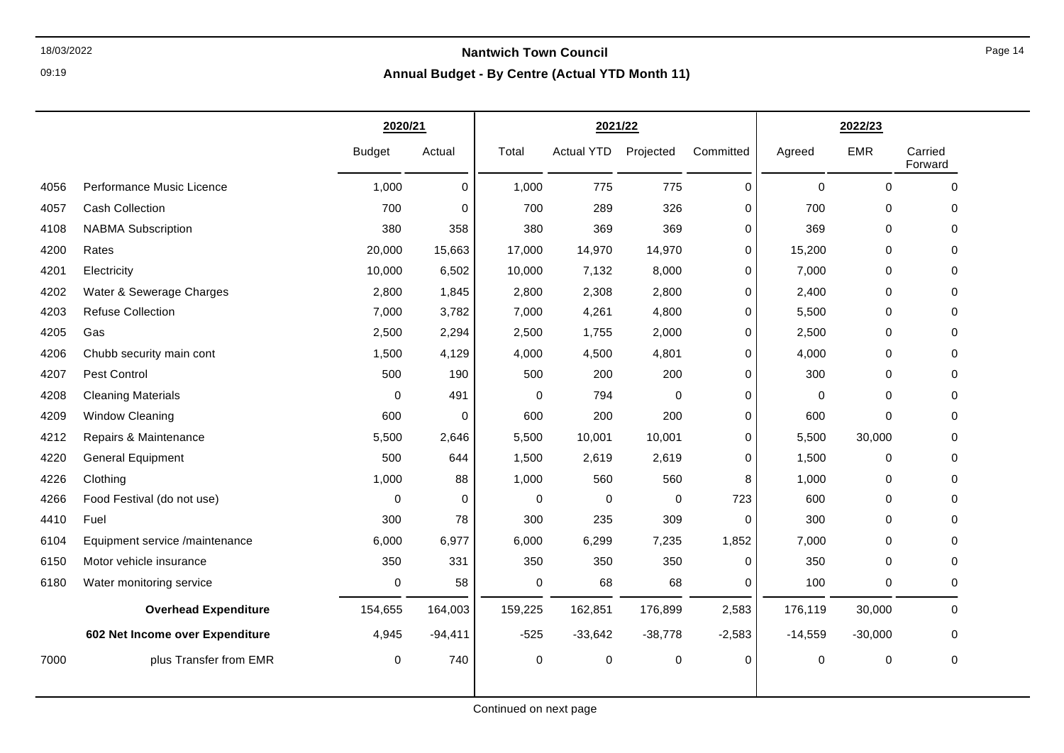## Nantwich Town Council

### Annual Budget - By Centre (Actual YTD Month 11)

| | | 2020/21 | | 2021/22 | | | | 2022/23 | | |
|---|---|---|---|---|---|---|---|---|---|---|
| | | Budget | Actual | Total | Actual YTD | Projected | Committed | Agreed | EMR | Carried Forward |
| 4056 | Performance Music Licence | 1,000 | 0 | 1,000 | 775 | 775 | 0 | 0 | 0 | 0 |
| 4057 | Cash Collection | 700 | 0 | 700 | 289 | 326 | 0 | 700 | 0 | 0 |
| 4108 | NABMA Subscription | 380 | 358 | 380 | 369 | 369 | 0 | 369 | 0 | 0 |
| 4200 | Rates | 20,000 | 15,663 | 17,000 | 14,970 | 14,970 | 0 | 15,200 | 0 | 0 |
| 4201 | Electricity | 10,000 | 6,502 | 10,000 | 7,132 | 8,000 | 0 | 7,000 | 0 | 0 |
| 4202 | Water & Sewerage Charges | 2,800 | 1,845 | 2,800 | 2,308 | 2,800 | 0 | 2,400 | 0 | 0 |
| 4203 | Refuse Collection | 7,000 | 3,782 | 7,000 | 4,261 | 4,800 | 0 | 5,500 | 0 | 0 |
| 4205 | Gas | 2,500 | 2,294 | 2,500 | 1,755 | 2,000 | 0 | 2,500 | 0 | 0 |
| 4206 | Chubb security main cont | 1,500 | 4,129 | 4,000 | 4,500 | 4,801 | 0 | 4,000 | 0 | 0 |
| 4207 | Pest Control | 500 | 190 | 500 | 200 | 200 | 0 | 300 | 0 | 0 |
| 4208 | Cleaning Materials | 0 | 491 | 0 | 794 | 0 | 0 | 0 | 0 | 0 |
| 4209 | Window Cleaning | 600 | 0 | 600 | 200 | 200 | 0 | 600 | 0 | 0 |
| 4212 | Repairs & Maintenance | 5,500 | 2,646 | 5,500 | 10,001 | 10,001 | 0 | 5,500 | 30,000 | 0 |
| 4220 | General Equipment | 500 | 644 | 1,500 | 2,619 | 2,619 | 0 | 1,500 | 0 | 0 |
| 4226 | Clothing | 1,000 | 88 | 1,000 | 560 | 560 | 8 | 1,000 | 0 | 0 |
| 4266 | Food Festival (do not use) | 0 | 0 | 0 | 0 | 0 | 723 | 600 | 0 | 0 |
| 4410 | Fuel | 300 | 78 | 300 | 235 | 309 | 0 | 300 | 0 | 0 |
| 6104 | Equipment service /maintenance | 6,000 | 6,977 | 6,000 | 6,299 | 7,235 | 1,852 | 7,000 | 0 | 0 |
| 6150 | Motor vehicle insurance | 350 | 331 | 350 | 350 | 350 | 0 | 350 | 0 | 0 |
| 6180 | Water monitoring service | 0 | 58 | 0 | 68 | 68 | 0 | 100 | 0 | 0 |
| | **Overhead Expenditure** | 154,655 | 164,003 | 159,225 | 162,851 | 176,899 | 2,583 | 176,119 | 30,000 | 0 |
| | **602 Net Income over Expenditure** | 4,945 | -94,411 | -525 | -33,642 | -38,778 | -2,583 | -14,559 | -30,000 | 0 |
| 7000 | plus Transfer from EMR | 0 | 740 | 0 | 0 | 0 | 0 | 0 | 0 | 0 |

Continued on next page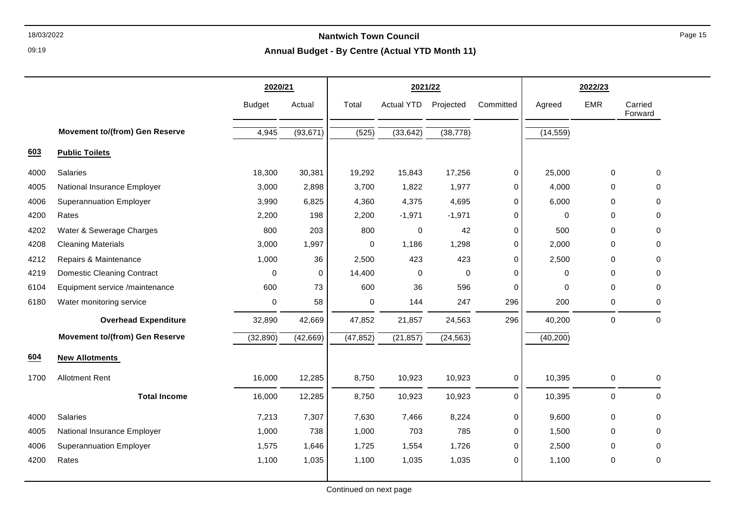# Nantwich Town Council

## Annual Budget - By Centre (Actual YTD Month 11)

| | | 2020/21 | | 2021/22 | | | | 2022/23 | | |
|---|---|---|---|---|---|---|---|---|---|---|
| | | Budget | Actual | Total | Actual YTD | Projected | Committed | Agreed | EMR | Carried Forward |
| | **Movement to/(from) Gen Reserve** | 4,945 | (93,671) | (525) | (33,642) | (38,778) | | (14,559) | | |
| **603** | **Public Toilets** | | | | | | | | | |
| 4000 | Salaries | 18,300 | 30,381 | 19,292 | 15,843 | 17,256 | 0 | 25,000 | 0 | 0 |
| 4005 | National Insurance Employer | 3,000 | 2,898 | 3,700 | 1,822 | 1,977 | 0 | 4,000 | 0 | 0 |
| 4006 | Superannuation Employer | 3,990 | 6,825 | 4,360 | 4,375 | 4,695 | 0 | 6,000 | 0 | 0 |
| 4200 | Rates | 2,200 | 198 | 2,200 | -1,971 | -1,971 | 0 | 0 | 0 | 0 |
| 4202 | Water & Sewerage Charges | 800 | 203 | 800 | 0 | 42 | 0 | 500 | 0 | 0 |
| 4208 | Cleaning Materials | 3,000 | 1,997 | 0 | 1,186 | 1,298 | 0 | 2,000 | 0 | 0 |
| 4212 | Repairs & Maintenance | 1,000 | 36 | 2,500 | 423 | 423 | 0 | 2,500 | 0 | 0 |
| 4219 | Domestic Cleaning Contract | 0 | 0 | 14,400 | 0 | 0 | 0 | 0 | 0 | 0 |
| 6104 | Equipment service /maintenance | 600 | 73 | 600 | 36 | 596 | 0 | 0 | 0 | 0 |
| 6180 | Water monitoring service | 0 | 58 | 0 | 144 | 247 | 296 | 200 | 0 | 0 |
| | **Overhead Expenditure** | 32,890 | 42,669 | 47,852 | 21,857 | 24,563 | 296 | 40,200 | 0 | 0 |
| | **Movement to/(from) Gen Reserve** | (32,890) | (42,669) | (47,852) | (21,857) | (24,563) | | (40,200) | | |
| **604** | **New Allotments** | | | | | | | | | |
| 1700 | Allotment Rent | 16,000 | 12,285 | 8,750 | 10,923 | 10,923 | 0 | 10,395 | 0 | 0 |
| | **Total Income** | 16,000 | 12,285 | 8,750 | 10,923 | 10,923 | 0 | 10,395 | 0 | 0 |
| 4000 | Salaries | 7,213 | 7,307 | 7,630 | 7,466 | 8,224 | 0 | 9,600 | 0 | 0 |
| 4005 | National Insurance Employer | 1,000 | 738 | 1,000 | 703 | 785 | 0 | 1,500 | 0 | 0 |
| 4006 | Superannuation Employer | 1,575 | 1,646 | 1,725 | 1,554 | 1,726 | 0 | 2,500 | 0 | 0 |
| 4200 | Rates | 1,100 | 1,035 | 1,100 | 1,035 | 1,035 | 0 | 1,100 | 0 | 0 |

Continued on next page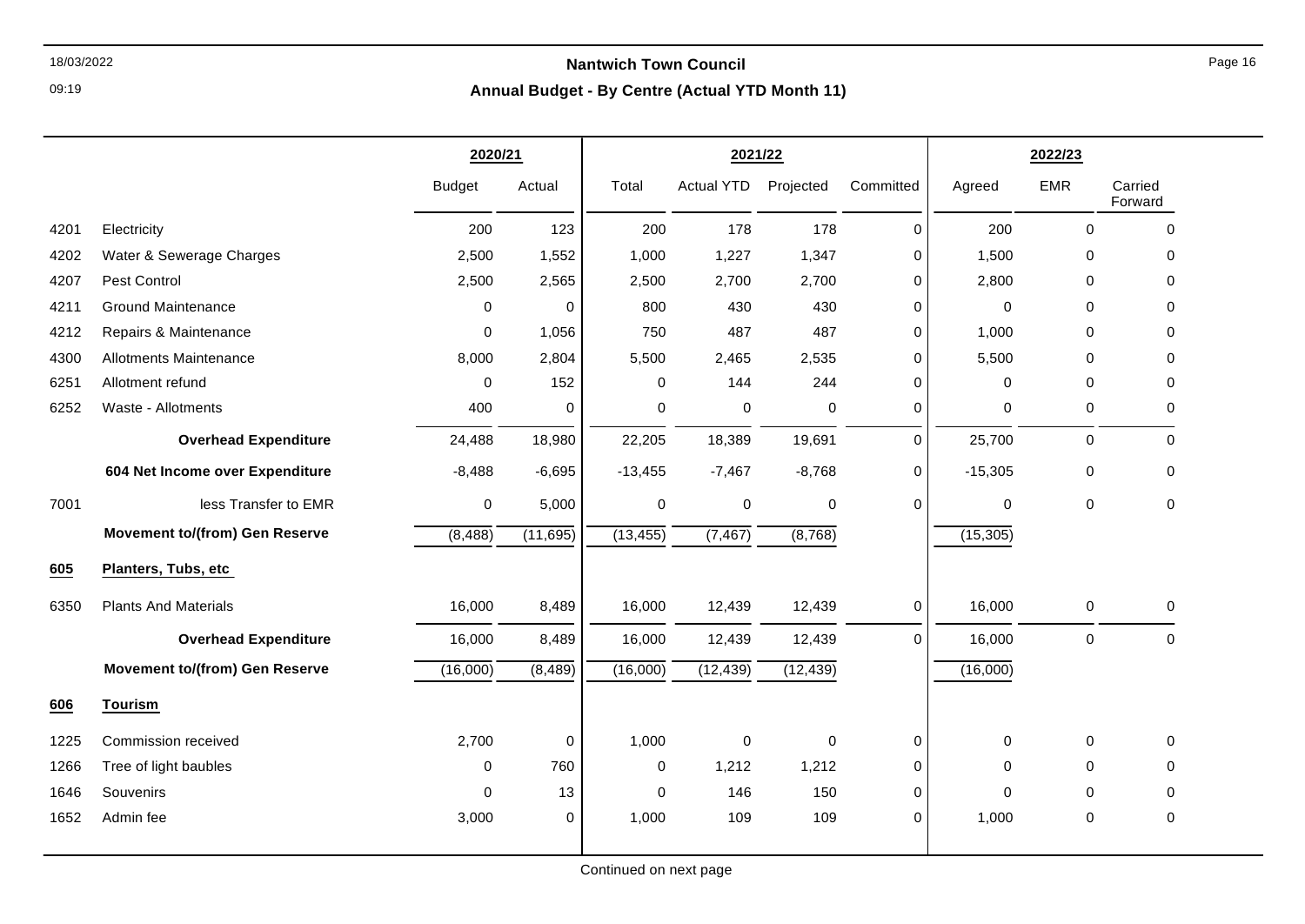# Nantwich Town Council

## Annual Budget - By Centre (Actual YTD Month 11)

| | | 2020/21 | | 2021/22 | | | | 2022/23 | | |
|---|---|---|---|---|---|---|---|---|---|---|
| | | Budget | Actual | Total | Actual YTD | Projected | Committed | Agreed | EMR | Carried Forward |
| 4201 | Electricity | 200 | 123 | 200 | 178 | 178 | 0 | 200 | 0 | 0 |
| 4202 | Water & Sewerage Charges | 2,500 | 1,552 | 1,000 | 1,227 | 1,347 | 0 | 1,500 | 0 | 0 |
| 4207 | Pest Control | 2,500 | 2,565 | 2,500 | 2,700 | 2,700 | 0 | 2,800 | 0 | 0 |
| 4211 | Ground Maintenance | 0 | 0 | 800 | 430 | 430 | 0 | 0 | 0 | 0 |
| 4212 | Repairs & Maintenance | 0 | 1,056 | 750 | 487 | 487 | 0 | 1,000 | 0 | 0 |
| 4300 | Allotments Maintenance | 8,000 | 2,804 | 5,500 | 2,465 | 2,535 | 0 | 5,500 | 0 | 0 |
| 6251 | Allotment refund | 0 | 152 | 0 | 144 | 244 | 0 | 0 | 0 | 0 |
| 6252 | Waste - Allotments | 400 | 0 | 0 | 0 | 0 | 0 | 0 | 0 | 0 |
| | **Overhead Expenditure** | 24,488 | 18,980 | 22,205 | 18,389 | 19,691 | 0 | 25,700 | 0 | 0 |
| | **604 Net Income over Expenditure** | -8,488 | -6,695 | -13,455 | -7,467 | -8,768 | 0 | -15,305 | 0 | 0 |
| 7001 | less Transfer to EMR | 0 | 5,000 | 0 | 0 | 0 | 0 | 0 | 0 | 0 |
| | **Movement to/(from) Gen Reserve** | (8,488) | (11,695) | (13,455) | (7,467) | (8,768) | | (15,305) | | |
| **605** | **Planters, Tubs, etc** | | | | | | | | | |
| 6350 | Plants And Materials | 16,000 | 8,489 | 16,000 | 12,439 | 12,439 | 0 | 16,000 | 0 | 0 |
| | **Overhead Expenditure** | 16,000 | 8,489 | 16,000 | 12,439 | 12,439 | 0 | 16,000 | 0 | 0 |
| | **Movement to/(from) Gen Reserve** | (16,000) | (8,489) | (16,000) | (12,439) | (12,439) | | (16,000) | | |
| **606** | **Tourism** | | | | | | | | | |
| 1225 | Commission received | 2,700 | 0 | 1,000 | 0 | 0 | 0 | 0 | 0 | 0 |
| 1266 | Tree of light baubles | 0 | 760 | 0 | 1,212 | 1,212 | 0 | 0 | 0 | 0 |
| 1646 | Souvenirs | 0 | 13 | 0 | 146 | 150 | 0 | 0 | 0 | 0 |
| 1652 | Admin fee | 3,000 | 0 | 1,000 | 109 | 109 | 0 | 1,000 | 0 | 0 |

Continued on next page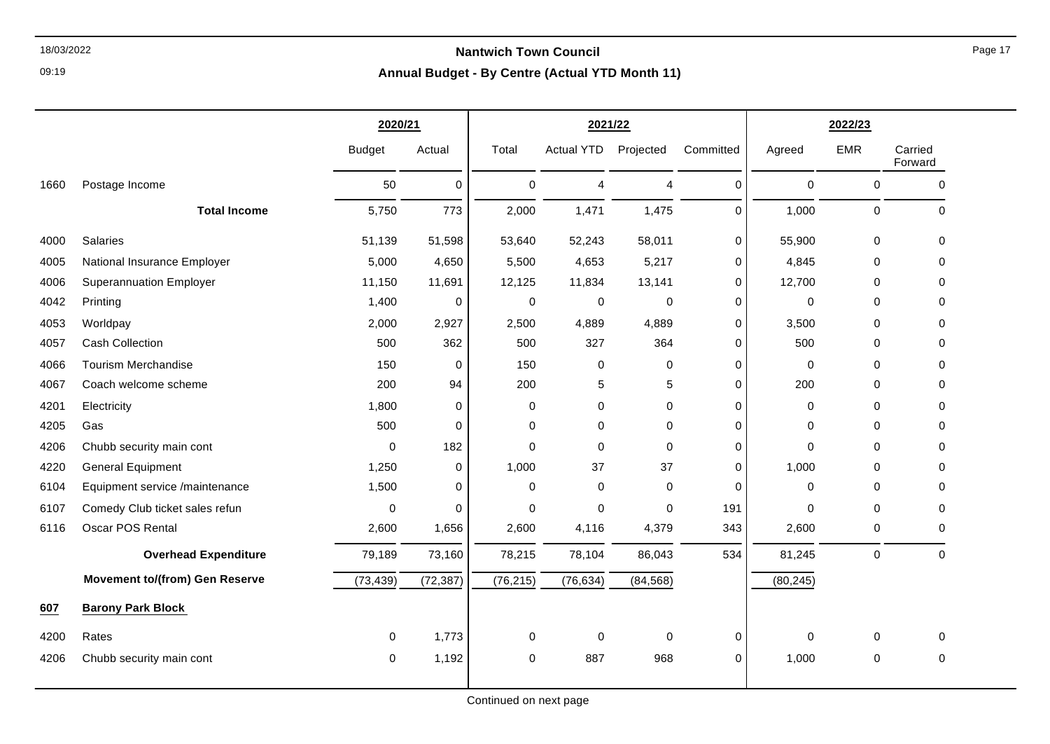# Nantwich Town Council

## Annual Budget - By Centre (Actual YTD Month 11)

| | | 2020/21 | | 2021/22 | | | | 2022/23 | | |
|---|---|---|---|---|---|---|---|---|---|---|
| | | Budget | Actual | Total | Actual YTD | Projected | Committed | Agreed | EMR | Carried Forward |
| 1660 | Postage Income | 50 | 0 | 0 | 4 | 4 | 0 | 0 | 0 | 0 |
| | **Total Income** | 5,750 | 773 | 2,000 | 1,471 | 1,475 | 0 | 1,000 | 0 | 0 |
| 4000 | Salaries | 51,139 | 51,598 | 53,640 | 52,243 | 58,011 | 0 | 55,900 | 0 | 0 |
| 4005 | National Insurance Employer | 5,000 | 4,650 | 5,500 | 4,653 | 5,217 | 0 | 4,845 | 0 | 0 |
| 4006 | Superannuation Employer | 11,150 | 11,691 | 12,125 | 11,834 | 13,141 | 0 | 12,700 | 0 | 0 |
| 4042 | Printing | 1,400 | 0 | 0 | 0 | 0 | 0 | 0 | 0 | 0 |
| 4053 | Worldpay | 2,000 | 2,927 | 2,500 | 4,889 | 4,889 | 0 | 3,500 | 0 | 0 |
| 4057 | Cash Collection | 500 | 362 | 500 | 327 | 364 | 0 | 500 | 0 | 0 |
| 4066 | Tourism Merchandise | 150 | 0 | 150 | 0 | 0 | 0 | 0 | 0 | 0 |
| 4067 | Coach welcome scheme | 200 | 94 | 200 | 5 | 5 | 0 | 200 | 0 | 0 |
| 4201 | Electricity | 1,800 | 0 | 0 | 0 | 0 | 0 | 0 | 0 | 0 |
| 4205 | Gas | 500 | 0 | 0 | 0 | 0 | 0 | 0 | 0 | 0 |
| 4206 | Chubb security main cont | 0 | 182 | 0 | 0 | 0 | 0 | 0 | 0 | 0 |
| 4220 | General Equipment | 1,250 | 0 | 1,000 | 37 | 37 | 0 | 1,000 | 0 | 0 |
| 6104 | Equipment service /maintenance | 1,500 | 0 | 0 | 0 | 0 | 0 | 0 | 0 | 0 |
| 6107 | Comedy Club ticket sales refun | 0 | 0 | 0 | 0 | 0 | 191 | 0 | 0 | 0 |
| 6116 | Oscar POS Rental | 2,600 | 1,656 | 2,600 | 4,116 | 4,379 | 343 | 2,600 | 0 | 0 |
| | **Overhead Expenditure** | 79,189 | 73,160 | 78,215 | 78,104 | 86,043 | 534 | 81,245 | 0 | 0 |
| | **Movement to/(from) Gen Reserve** | (73,439) | (72,387) | (76,215) | (76,634) | (84,568) | | (80,245) | | |
| **607** | **Barony Park Block** | | | | | | | | | |
| 4200 | Rates | 0 | 1,773 | 0 | 0 | 0 | 0 | 0 | 0 | 0 |
| 4206 | Chubb security main cont | 0 | 1,192 | 0 | 887 | 968 | 0 | 1,000 | 0 | 0 |

Continued on next page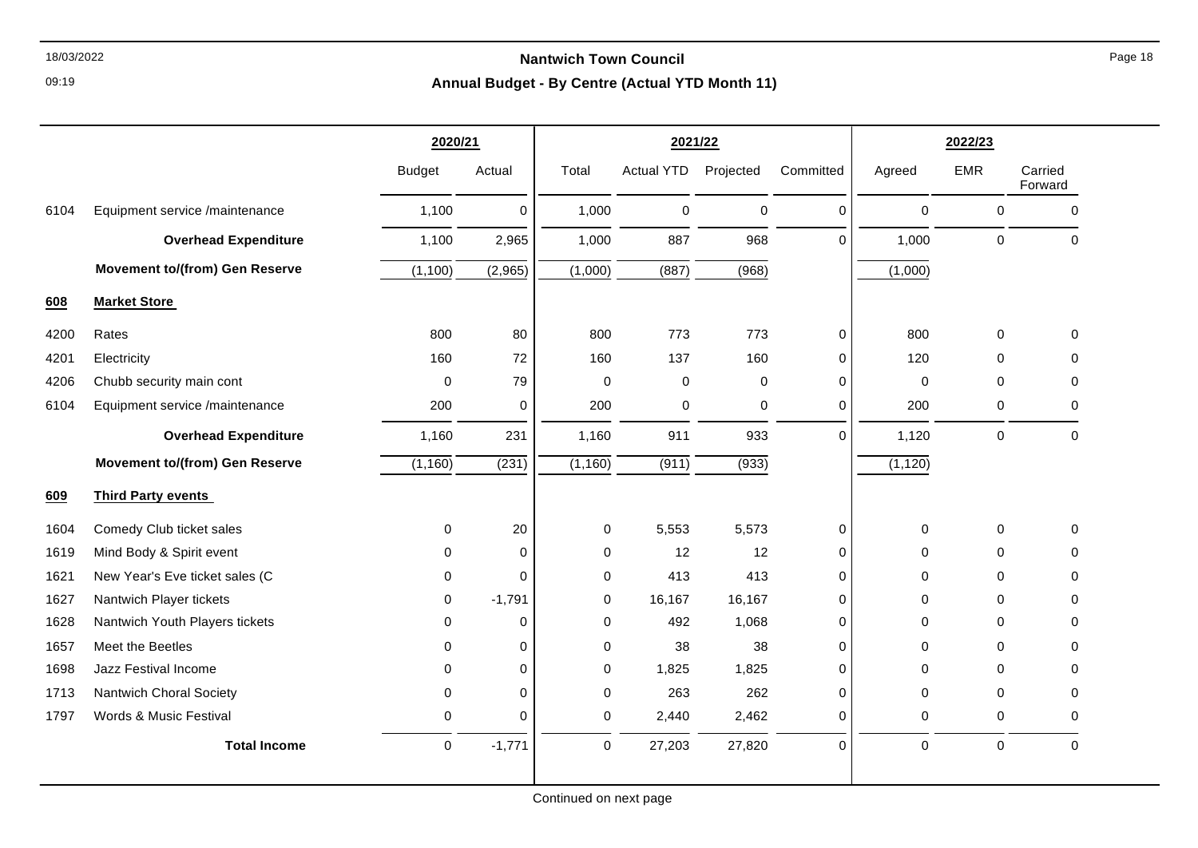# Nantwich Town Council

## Annual Budget - By Centre (Actual YTD Month 11)

| | | 2020/21 | | 2021/22 | | | | 2022/23 | | |
|---|---|---|---|---|---|---|---|---|---|---|
| | | Budget | Actual | Total | Actual YTD | Projected | Committed | Agreed | EMR | Carried Forward |
| 6104 | Equipment service /maintenance | 1,100 | 0 | 1,000 | 0 | 0 | 0 | 0 | 0 | 0 |
| | **Overhead Expenditure** | 1,100 | 2,965 | 1,000 | 887 | 968 | 0 | 1,000 | 0 | 0 |
| | **Movement to/(from) Gen Reserve** | (1,100) | (2,965) | (1,000) | (887) | (968) | | (1,000) | | |
| **608** | **Market Store** | | | | | | | | | |
| 4200 | Rates | 800 | 80 | 800 | 773 | 773 | 0 | 800 | 0 | 0 |
| 4201 | Electricity | 160 | 72 | 160 | 137 | 160 | 0 | 120 | 0 | 0 |
| 4206 | Chubb security main cont | 0 | 79 | 0 | 0 | 0 | 0 | 0 | 0 | 0 |
| 6104 | Equipment service /maintenance | 200 | 0 | 200 | 0 | 0 | 0 | 200 | 0 | 0 |
| | **Overhead Expenditure** | 1,160 | 231 | 1,160 | 911 | 933 | 0 | 1,120 | 0 | 0 |
| | **Movement to/(from) Gen Reserve** | (1,160) | (231) | (1,160) | (911) | (933) | | (1,120) | | |
| **609** | **Third Party events** | | | | | | | | | |
| 1604 | Comedy Club ticket sales | 0 | 20 | 0 | 5,553 | 5,573 | 0 | 0 | 0 | 0 |
| 1619 | Mind Body & Spirit event | 0 | 0 | 0 | 12 | 12 | 0 | 0 | 0 | 0 |
| 1621 | New Year's Eve ticket sales (C | 0 | 0 | 0 | 413 | 413 | 0 | 0 | 0 | 0 |
| 1627 | Nantwich Player tickets | 0 | -1,791 | 0 | 16,167 | 16,167 | 0 | 0 | 0 | 0 |
| 1628 | Nantwich Youth Players tickets | 0 | 0 | 0 | 492 | 1,068 | 0 | 0 | 0 | 0 |
| 1657 | Meet the Beetles | 0 | 0 | 0 | 38 | 38 | 0 | 0 | 0 | 0 |
| 1698 | Jazz Festival Income | 0 | 0 | 0 | 1,825 | 1,825 | 0 | 0 | 0 | 0 |
| 1713 | Nantwich Choral Society | 0 | 0 | 0 | 263 | 262 | 0 | 0 | 0 | 0 |
| 1797 | Words & Music Festival | 0 | 0 | 0 | 2,440 | 2,462 | 0 | 0 | 0 | 0 |
| | **Total Income** | 0 | -1,771 | 0 | 27,203 | 27,820 | 0 | 0 | 0 | 0 |

Continued on next page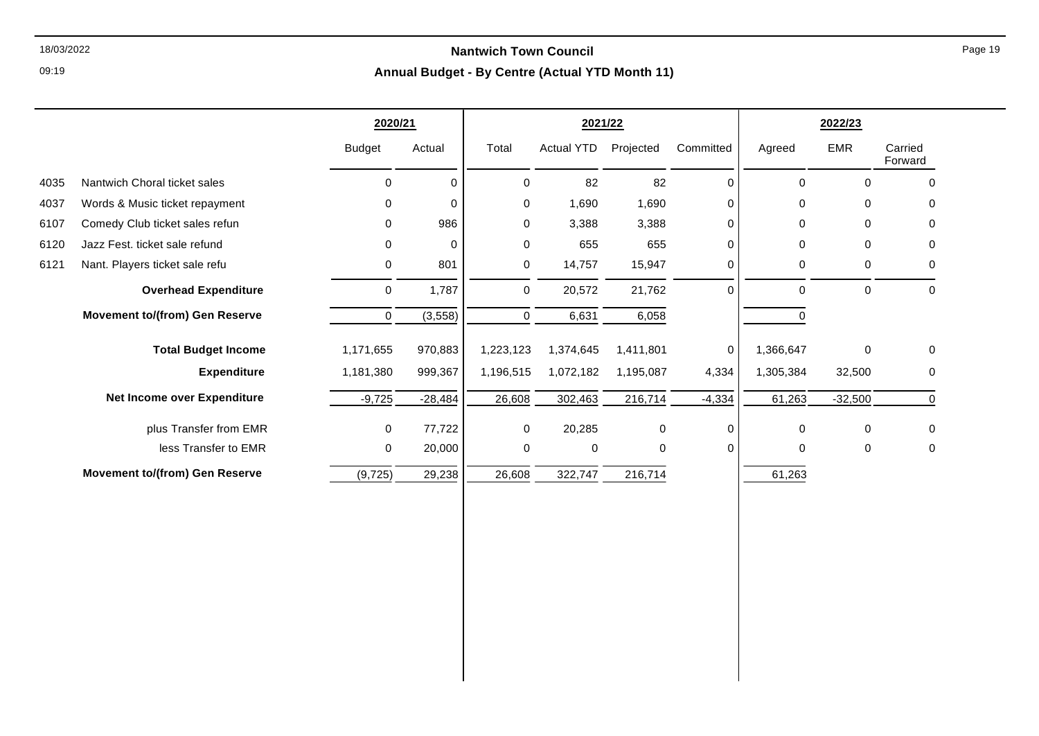## Nantwich Town Council

### Annual Budget - By Centre (Actual YTD Month 11)

| | | 2020/21 | | 2021/22 | | | | 2022/23 | | |
|---|---|---|---|---|---|---|---|---|---|---|
| | | Budget | Actual | Total | Actual YTD | Projected | Committed | Agreed | EMR | Carried Forward |
| 4035 | Nantwich Choral ticket sales | 0 | 0 | 0 | 82 | 82 | 0 | 0 | 0 | 0 |
| 4037 | Words & Music ticket repayment | 0 | 0 | 0 | 1,690 | 1,690 | 0 | 0 | 0 | 0 |
| 6107 | Comedy Club ticket sales refun | 0 | 986 | 0 | 3,388 | 3,388 | 0 | 0 | 0 | 0 |
| 6120 | Jazz Fest. ticket sale refund | 0 | 0 | 0 | 655 | 655 | 0 | 0 | 0 | 0 |
| 6121 | Nant. Players ticket sale refu | 0 | 801 | 0 | 14,757 | 15,947 | 0 | 0 | 0 | 0 |
| | **Overhead Expenditure** | 0 | 1,787 | 0 | 20,572 | 21,762 | 0 | 0 | 0 | 0 |
| | **Movement to/(from) Gen Reserve** | 0 | (3,558) | 0 | 6,631 | 6,058 | | 0 | | |
| | **Total Budget Income** | 1,171,655 | 970,883 | 1,223,123 | 1,374,645 | 1,411,801 | 0 | 1,366,647 | 0 | 0 |
| | **Expenditure** | 1,181,380 | 999,367 | 1,196,515 | 1,072,182 | 1,195,087 | 4,334 | 1,305,384 | 32,500 | 0 |
| | **Net Income over Expenditure** | -9,725 | -28,484 | 26,608 | 302,463 | 216,714 | -4,334 | 61,263 | -32,500 | 0 |
| | plus Transfer from EMR | 0 | 77,722 | 0 | 20,285 | 0 | 0 | 0 | 0 | 0 |
| | less Transfer to EMR | 0 | 20,000 | 0 | 0 | 0 | 0 | 0 | 0 | 0 |
| | **Movement to/(from) Gen Reserve** | (9,725) | 29,238 | 26,608 | 322,747 | 216,714 | | 61,263 | | |